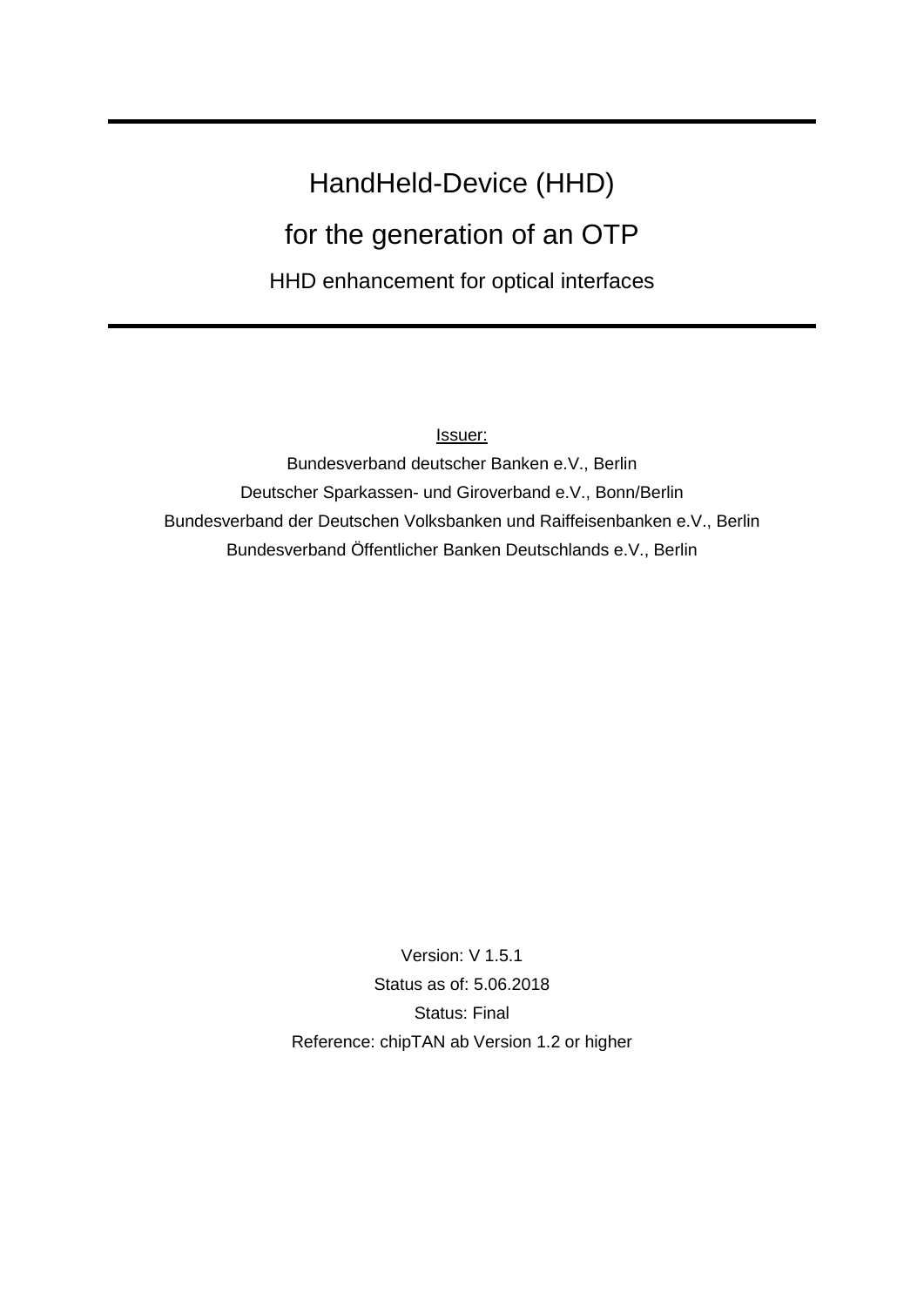# HandHeld-Device (HHD)

# for the generation of an OTP

## HHD enhancement for optical interfaces

Issuer:

Bundesverband deutscher Banken e.V., Berlin

Deutscher Sparkassen- und Giroverband e.V., Bonn/Berlin

Bundesverband der Deutschen Volksbanken und Raiffeisenbanken e.V., Berlin

Bundesverband Öffentlicher Banken Deutschlands e.V., Berlin

Version: V 1.5.1

Status as of: 5.06.2018

Status: Final

Reference: chipTAN ab Version 1.2 or higher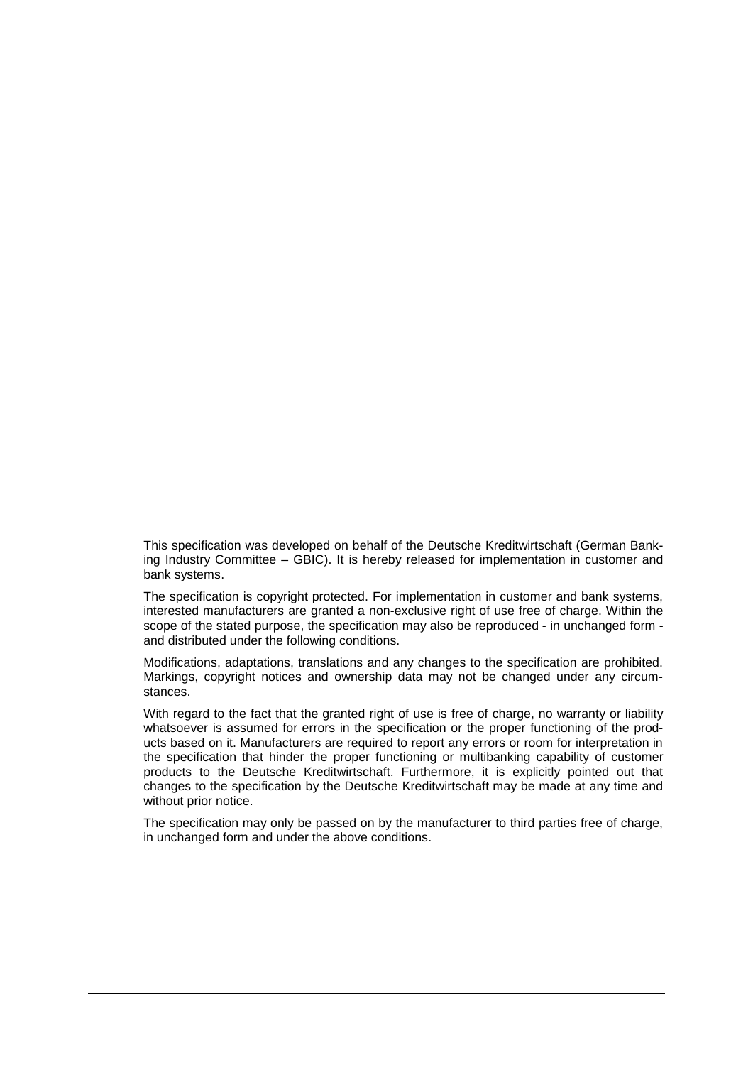This specification was developed on behalf of the Deutsche Kreditwirtschaft (German Banking Industry Committee – GBIC). It is hereby released for implementation in customer and bank systems.

The specification is copyright protected. For implementation in customer and bank systems, interested manufacturers are granted a non-exclusive right of use free of charge. Within the scope of the stated purpose, the specification may also be reproduced - in unchanged form - and distributed under the following conditions.

Modifications, adaptations, translations and any changes to the specification are prohibited. Markings, copyright notices and ownership data may not be changed under any circumstances.

With regard to the fact that the granted right of use is free of charge, no warranty or liability whatsoever is assumed for errors in the specification or the proper functioning of the products based on it. Manufacturers are required to report any errors or room for interpretation in the specification that hinder the proper functioning or multibanking capability of customer products to the Deutsche Kreditwirtschaft. Furthermore, it is explicitly pointed out that changes to the specification by the Deutsche Kreditwirtschaft may be made at any time and without prior notice.

The specification may only be passed on by the manufacturer to third parties free of charge, in unchanged form and under the above conditions.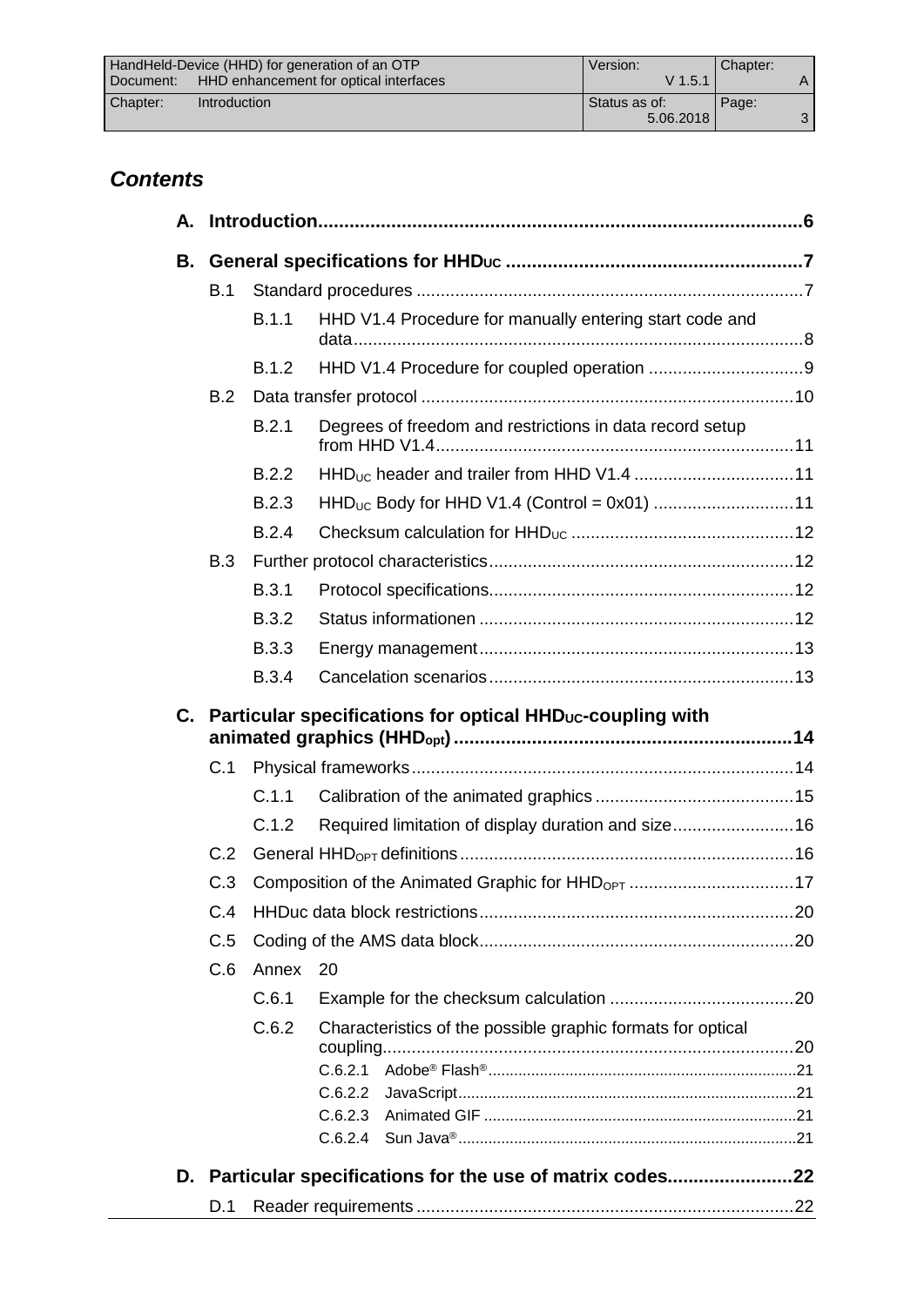# *Contents*

**A. Introduction** ..... 6

**B. General specifications for $HHD_{UC}$** ..... 7

- B.1 Standard procedures ..... 7
  - B.1.1 HHD V1.4 Procedure for manually entering start code and data ..... 8
  - B.1.2 HHD V1.4 Procedure for coupled operation ..... 9
- B.2 Data transfer protocol ..... 10
  - B.2.1 Degrees of freedom and restrictions in data record setup from HHD V1.4 ..... 11
  - B.2.2 $HHD_{UC}$ header and trailer from HHD V1.4 ..... 11
  - B.2.3 $HHD_{UC}$ Body for HHD V1.4 (Control = 0x01) ..... 11
  - B.2.4 Checksum calculation for $HHD_{UC}$ ..... 12
- B.3 Further protocol characteristics ..... 12
  - B.3.1 Protocol specifications ..... 12
  - B.3.2 Status informationen ..... 12
  - B.3.3 Energy management ..... 13
  - B.3.4 Cancelation scenarios ..... 13

**C. Particular specifications for optical $HHD_{UC}$-coupling with animated graphics ($HHD_{opt}$)** ..... 14

- C.1 Physical frameworks ..... 14
  - C.1.1 Calibration of the animated graphics ..... 15
  - C.1.2 Required limitation of display duration and size ..... 16
- C.2 General $HHD_{OPT}$ definitions ..... 16
- C.3 Composition of the Animated Graphic for $HHD_{OPT}$ ..... 17
- C.4 HHDuc data block restrictions ..... 20
- C.5 Coding of the AMS data block ..... 20
- C.6 Annex 20
  - C.6.1 Example for the checksum calculation ..... 20
  - C.6.2 Characteristics of the possible graphic formats for optical coupling ..... 20
    - C.6.2.1 Adobe® Flash® ..... 21
    - C.6.2.2 JavaScript ..... 21
    - C.6.2.3 Animated GIF ..... 21
    - C.6.2.4 Sun Java® ..... 21

**D. Particular specifications for the use of matrix codes** ..... 22

- D.1 Reader requirements ..... 22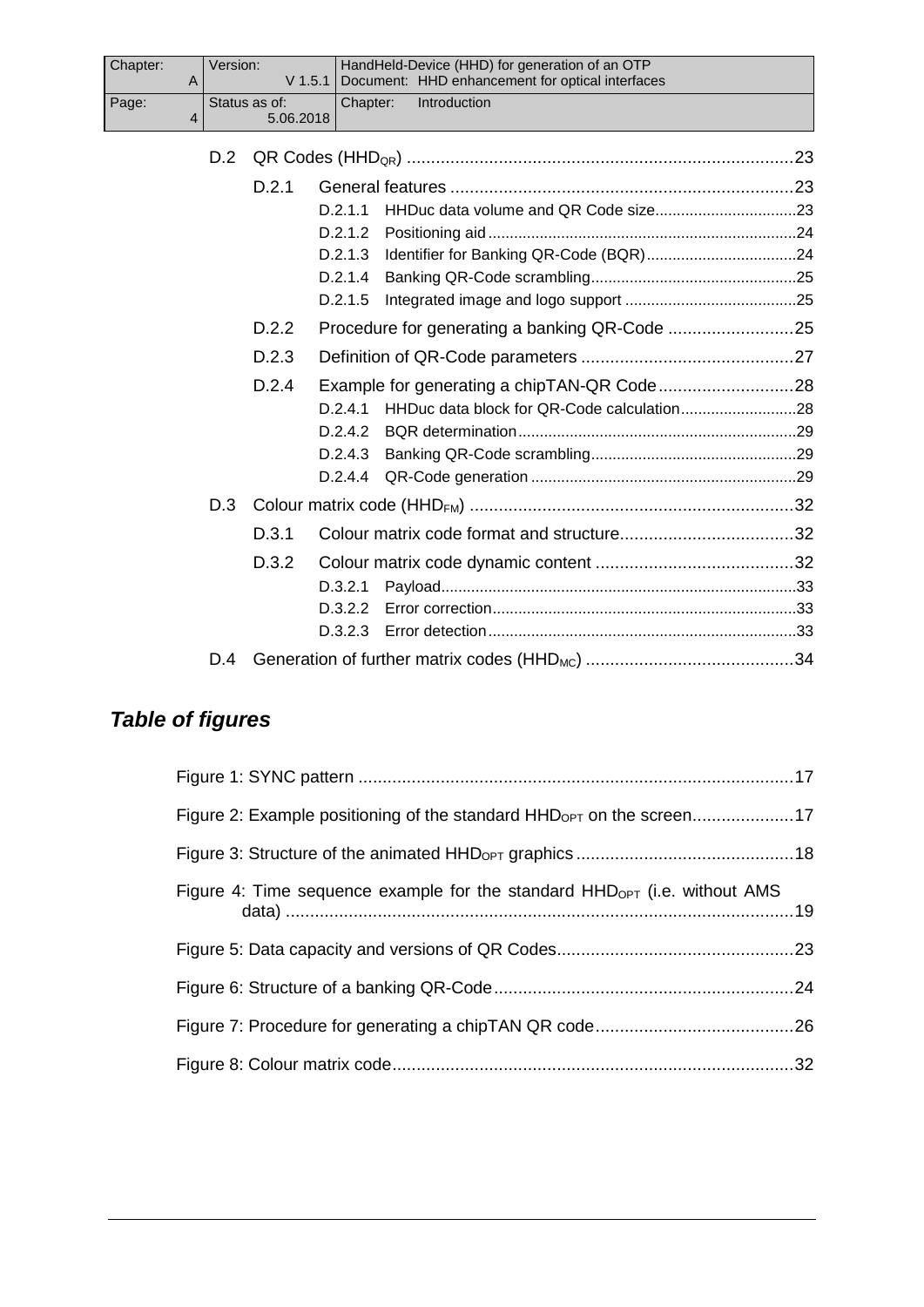D.2 QR Codes ($HHD_{QR}$) ....................................................................................23

D.2.1 General features .........................................................................23

D.2.1.1 HHDuc data volume and QR Code size.................................23

D.2.1.2 Positioning aid .......................................................................24

D.2.1.3 Identifier for Banking QR-Code (BQR)...................................24

D.2.1.4 Banking QR-Code scrambling................................................25

D.2.1.5 Integrated image and logo support ........................................25

D.2.2 Procedure for generating a banking QR-Code ..........................25

D.2.3 Definition of QR-Code parameters ............................................27

D.2.4 Example for generating a chipTAN-QR Code............................28

D.2.4.1 HHDuc data block for QR-Code calculation...........................28

D.2.4.2 BQR determination................................................................29

D.2.4.3 Banking QR-Code scrambling................................................29

D.2.4.4 QR-Code generation .............................................................29

D.3 Colour matrix code ($HHD_{FM}$) ...................................................................32

D.3.1 Colour matrix code format and structure....................................32

D.3.2 Colour matrix code dynamic content .........................................32

D.3.2.1 Payload..................................................................................33

D.3.2.2 Error correction......................................................................33

D.3.2.3 Error detection.......................................................................33

D.4 Generation of further matrix codes ($HHD_{MC}$) ...........................................34

## *Table of figures*

Figure 1: SYNC pattern ..........................................................................................17

Figure 2: Example positioning of the standard $HHD_{OPT}$ on the screen.....................17

Figure 3: Structure of the animated $HHD_{OPT}$ graphics .............................................18

Figure 4: Time sequence example for the standard $HHD_{OPT}$ (i.e. without AMS data) .........................................................................................................19

Figure 5: Data capacity and versions of QR Codes.................................................23

Figure 6: Structure of a banking QR-Code..............................................................24

Figure 7: Procedure for generating a chipTAN QR code.........................................26

Figure 8: Colour matrix code...................................................................................32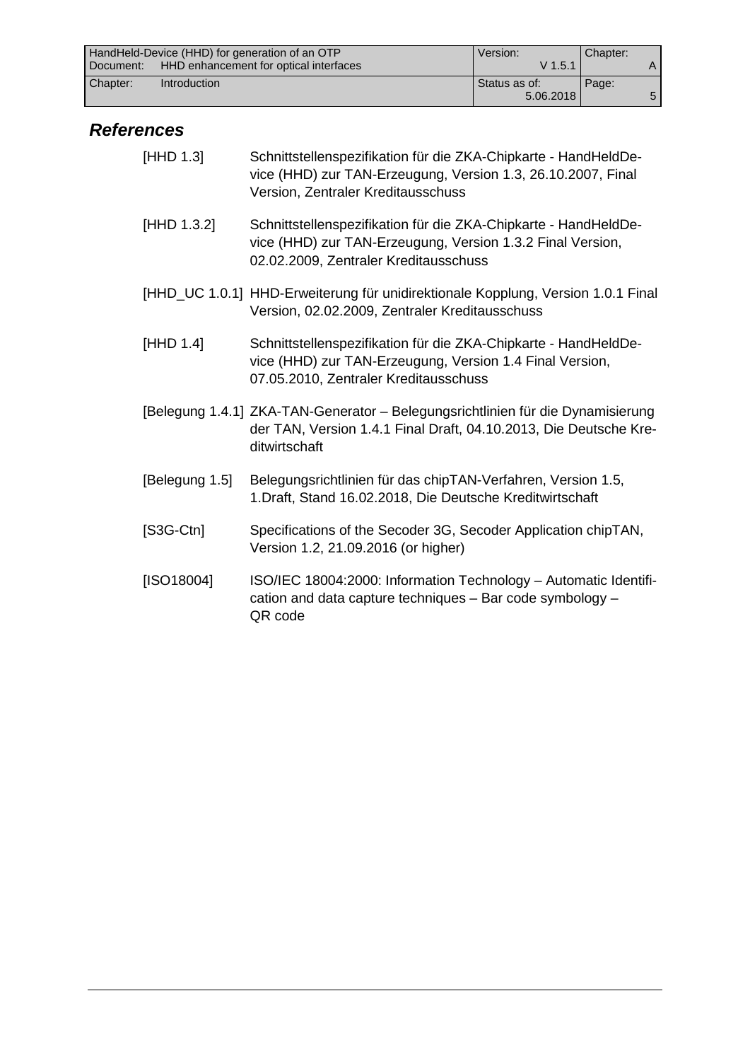## References

[HHD 1.3] Schnittstellenspezifikation für die ZKA-Chipkarte - HandHeldDevice (HHD) zur TAN-Erzeugung, Version 1.3, 26.10.2007, Final Version, Zentraler Kreditausschuss

[HHD 1.3.2] Schnittstellenspezifikation für die ZKA-Chipkarte - HandHeldDevice (HHD) zur TAN-Erzeugung, Version 1.3.2 Final Version, 02.02.2009, Zentraler Kreditausschuss

[HHD_UC 1.0.1] HHD-Erweiterung für unidirektionale Kopplung, Version 1.0.1 Final Version, 02.02.2009, Zentraler Kreditausschuss

[HHD 1.4] Schnittstellenspezifikation für die ZKA-Chipkarte - HandHeldDevice (HHD) zur TAN-Erzeugung, Version 1.4 Final Version, 07.05.2010, Zentraler Kreditausschuss

[Belegung 1.4.1] ZKA-TAN-Generator – Belegungsrichtlinien für die Dynamisierung der TAN, Version 1.4.1 Final Draft, 04.10.2013, Die Deutsche Kreditwirtschaft

[Belegung 1.5] Belegungsrichtlinien für das chipTAN-Verfahren, Version 1.5, 1.Draft, Stand 16.02.2018, Die Deutsche Kreditwirtschaft

[S3G-Ctn] Specifications of the Secoder 3G, Secoder Application chipTAN, Version 1.2, 21.09.2016 (or higher)

[ISO18004] ISO/IEC 18004:2000: Information Technology – Automatic Identification and data capture techniques – Bar code symbology – QR code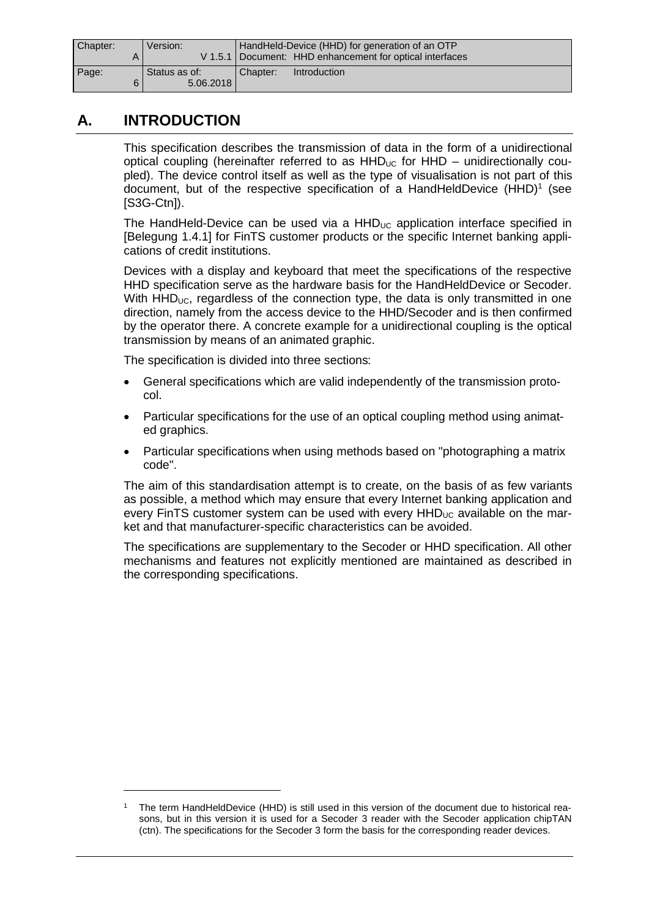# A. INTRODUCTION

This specification describes the transmission of data in the form of a unidirectional optical coupling (hereinafter referred to as $HHD_{UC}$ for HHD – unidirectionally coupled). The device control itself as well as the type of visualisation is not part of this document, but of the respective specification of a HandHeldDevice (HHD)[1] (see [S3G-Ctn]).

The HandHeld-Device can be used via a $HHD_{UC}$ application interface specified in [Belegung 1.4.1] for FinTS customer products or the specific Internet banking applications of credit institutions.

Devices with a display and keyboard that meet the specifications of the respective HHD specification serve as the hardware basis for the HandHeldDevice or Secoder. With $HHD_{UC}$, regardless of the connection type, the data is only transmitted in one direction, namely from the access device to the HHD/Secoder and is then confirmed by the operator there. A concrete example for a unidirectional coupling is the optical transmission by means of an animated graphic.

The specification is divided into three sections:

- General specifications which are valid independently of the transmission protocol.
- Particular specifications for the use of an optical coupling method using animated graphics.
- Particular specifications when using methods based on "photographing a matrix code".

The aim of this standardisation attempt is to create, on the basis of as few variants as possible, a method which may ensure that every Internet banking application and every FinTS customer system can be used with every $HHD_{UC}$ available on the market and that manufacturer-specific characteristics can be avoided.

The specifications are supplementary to the Secoder or HHD specification. All other mechanisms and features not explicitly mentioned are maintained as described in the corresponding specifications.

[1] The term HandHeldDevice (HHD) is still used in this version of the document due to historical reasons, but in this version it is used for a Secoder 3 reader with the Secoder application chipTAN (ctn). The specifications for the Secoder 3 form the basis for the corresponding reader devices.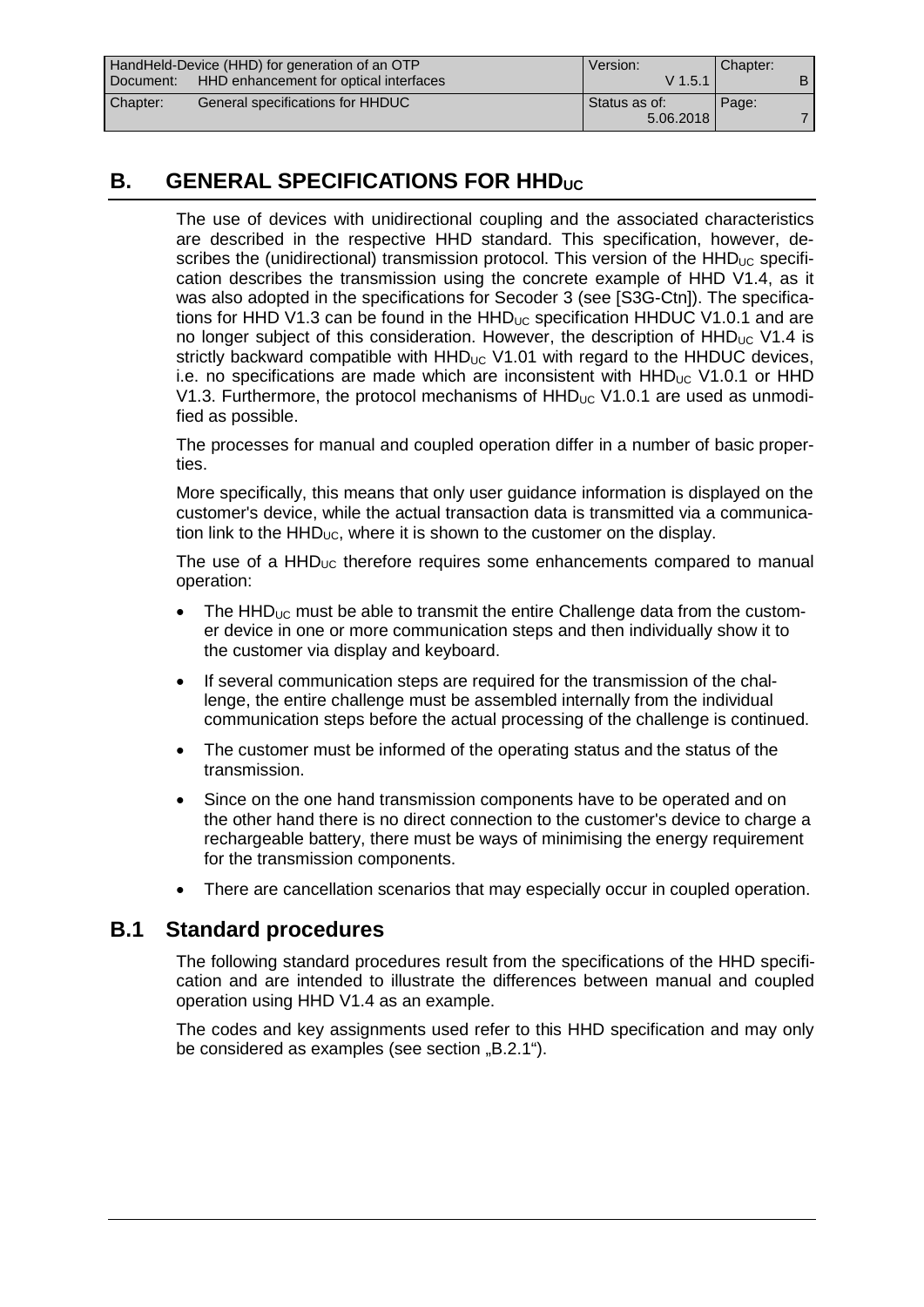# B. GENERAL SPECIFICATIONS FOR $HHD_{UC}$

The use of devices with unidirectional coupling and the associated characteristics are described in the respective HHD standard. This specification, however, describes the (unidirectional) transmission protocol. This version of the $HHD_{UC}$ specification describes the transmission using the concrete example of HHD V1.4, as it was also adopted in the specifications for Secoder 3 (see [S3G-Ctn]). The specifications for HHD V1.3 can be found in the $HHD_{UC}$ specification HHDUC V1.0.1 and are no longer subject of this consideration. However, the description of $HHD_{UC}$ V1.4 is strictly backward compatible with $HHD_{UC}$ V1.01 with regard to the HHDUC devices, i.e. no specifications are made which are inconsistent with $HHD_{UC}$ V1.0.1 or HHD V1.3. Furthermore, the protocol mechanisms of $HHD_{UC}$ V1.0.1 are used as unmodified as possible.

The processes for manual and coupled operation differ in a number of basic properties.

More specifically, this means that only user guidance information is displayed on the customer's device, while the actual transaction data is transmitted via a communication link to the $HHD_{UC}$, where it is shown to the customer on the display.

The use of a $HHD_{UC}$ therefore requires some enhancements compared to manual operation:

- The $HHD_{UC}$ must be able to transmit the entire Challenge data from the customer device in one or more communication steps and then individually show it to the customer via display and keyboard.
- If several communication steps are required for the transmission of the challenge, the entire challenge must be assembled internally from the individual communication steps before the actual processing of the challenge is continued.
- The customer must be informed of the operating status and the status of the transmission.
- Since on the one hand transmission components have to be operated and on the other hand there is no direct connection to the customer's device to charge a rechargeable battery, there must be ways of minimising the energy requirement for the transmission components.
- There are cancellation scenarios that may especially occur in coupled operation.

## B.1 Standard procedures

The following standard procedures result from the specifications of the HHD specification and are intended to illustrate the differences between manual and coupled operation using HHD V1.4 as an example.

The codes and key assignments used refer to this HHD specification and may only be considered as examples (see section „B.2.1“).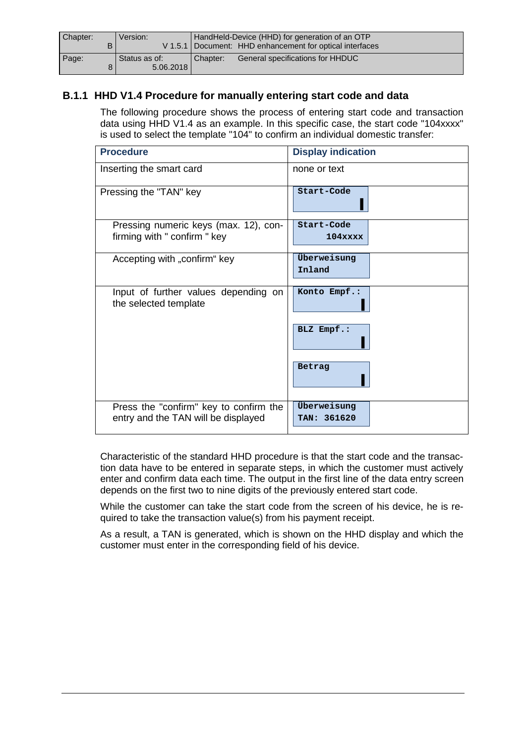### B.1.1 HHD V1.4 Procedure for manually entering start code and data

The following procedure shows the process of entering start code and transaction data using HHD V1.4 as an example. In this specific case, the start code "104xxxx" is used to select the template "104" to confirm an individual domestic transfer:

| Procedure | Display indication |
| --- | --- |
| Inserting the smart card | none or text |
| Pressing the "TAN" key | `Start-Code` ▌ |
| Pressing numeric keys (max. 12), confirming with " confirm " key | `Start-Code` `104xxxx` |
| Accepting with „confirm" key | `Überweisung` `Inland` |
| Input of further values depending on the selected template | `Konto Empf.:` ▌ <br> `BLZ Empf.:` ▌ <br> `Betrag` ▌ |
| Press the "confirm" key to confirm the entry and the TAN will be displayed | `Überweisung` `TAN: 361620` |

Characteristic of the standard HHD procedure is that the start code and the transaction data have to be entered in separate steps, in which the customer must actively enter and confirm data each time. The output in the first line of the data entry screen depends on the first two to nine digits of the previously entered start code.

While the customer can take the start code from the screen of his device, he is required to take the transaction value(s) from his payment receipt.

As a result, a TAN is generated, which is shown on the HHD display and which the customer must enter in the corresponding field of his device.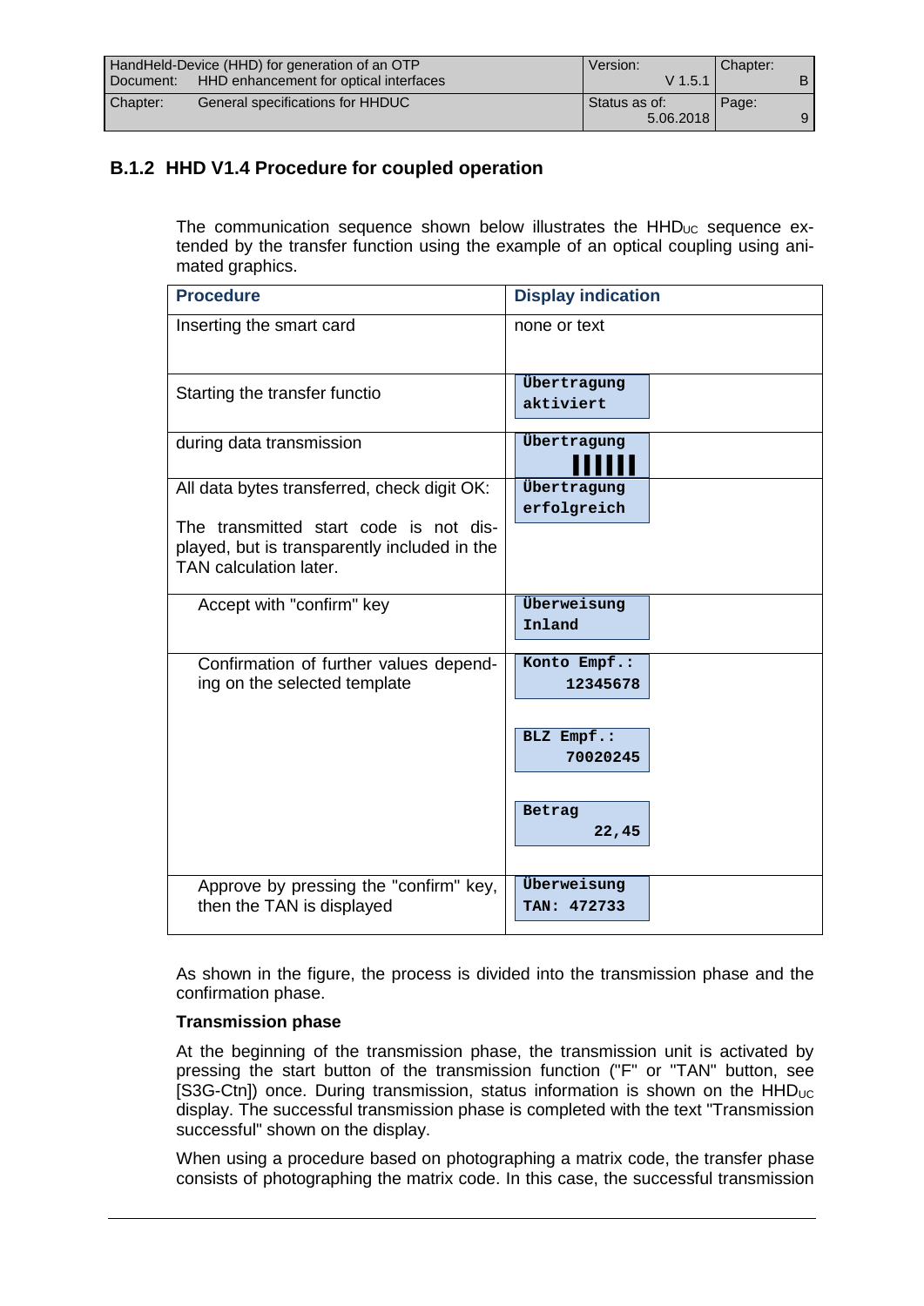### B.1.2 HHD V1.4 Procedure for coupled operation

The communication sequence shown below illustrates the $HHD_{UC}$ sequence extended by the transfer function using the example of an optical coupling using animated graphics.

| Procedure | Display indication |
| --- | --- |
| Inserting the smart card | none or text |
| Starting the transfer functio | Übertragung aktiviert |
| during data transmission | Übertragung ▌▌▌▌▌▌ |
| All data bytes transferred, check digit OK: The transmitted start code is not displayed, but is transparently included in the TAN calculation later. | Übertragung erfolgreich |
| Accept with "confirm" key | Überweisung Inland |
| Confirmation of further values depending on the selected template | Konto Empf.: 12345678<br>BLZ Empf.: 70020245<br>Betrag 22,45 |
| Approve by pressing the "confirm" key, then the TAN is displayed | Überweisung TAN: 472733 |

As shown in the figure, the process is divided into the transmission phase and the confirmation phase.

**Transmission phase**

At the beginning of the transmission phase, the transmission unit is activated by pressing the start button of the transmission function ("F" or "TAN" button, see [S3G-Ctn]) once. During transmission, status information is shown on the $HHD_{UC}$ display. The successful transmission phase is completed with the text "Transmission successful" shown on the display.

When using a procedure based on photographing a matrix code, the transfer phase consists of photographing the matrix code. In this case, the successful transmission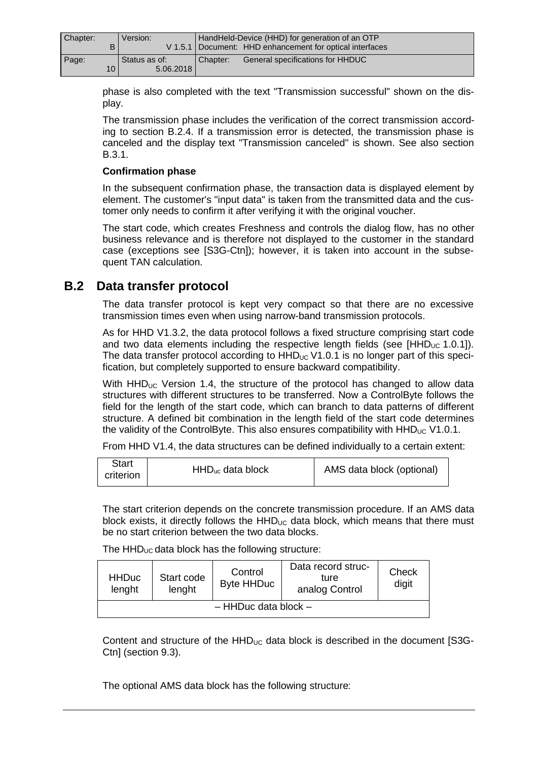phase is also completed with the text "Transmission successful" shown on the display.

The transmission phase includes the verification of the correct transmission according to section B.2.4. If a transmission error is detected, the transmission phase is canceled and the display text "Transmission canceled" is shown. See also section B.3.1.

**Confirmation phase**

In the subsequent confirmation phase, the transaction data is displayed element by element. The customer's "input data" is taken from the transmitted data and the customer only needs to confirm it after verifying it with the original voucher.

The start code, which creates Freshness and controls the dialog flow, has no other business relevance and is therefore not displayed to the customer in the standard case (exceptions see [S3G-Ctn]); however, it is taken into account in the subsequent TAN calculation.

## B.2 Data transfer protocol

The data transfer protocol is kept very compact so that there are no excessive transmission times even when using narrow-band transmission protocols.

As for HHD V1.3.2, the data protocol follows a fixed structure comprising start code and two data elements including the respective length fields (see [$HHD_{UC}$ 1.0.1]). The data transfer protocol according to $HHD_{UC}$ V1.0.1 is no longer part of this specification, but completely supported to ensure backward compatibility.

With $HHD_{UC}$ Version 1.4, the structure of the protocol has changed to allow data structures with different structures to be transferred. Now a ControlByte follows the field for the length of the start code, which can branch to data patterns of different structure. A defined bit combination in the length field of the start code determines the validity of the ControlByte. This also ensures compatibility with $HHD_{UC}$ V1.0.1.

From HHD V1.4, the data structures can be defined individually to a certain extent:

| Start criterion | $HHD_{uc}$ data block | AMS data block (optional) |
|---|---|---|

The start criterion depends on the concrete transmission procedure. If an AMS data block exists, it directly follows the $HHD_{UC}$ data block, which means that there must be no start criterion between the two data blocks.

The $HHD_{UC}$ data block has the following structure:

| HHDuc lenght | Start code lenght | Control Byte HHDuc | Data record structure analog Control | Check digit |
|---|---|---|---|---|
| – HHDuc data block – | | | | |

Content and structure of the $HHD_{UC}$ data block is described in the document [S3G-Ctn] (section 9.3).

The optional AMS data block has the following structure: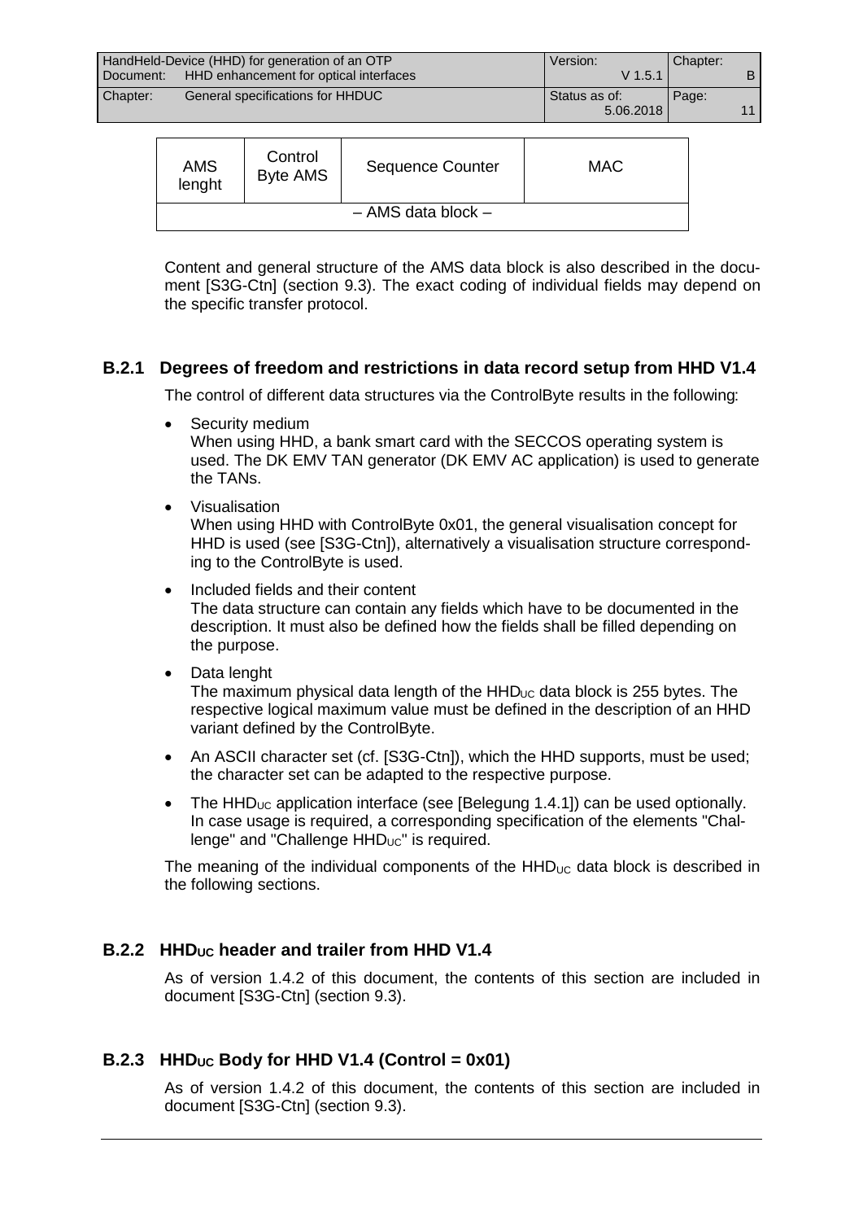| AMS lenght | Control Byte AMS | Sequence Counter | MAC |
|---|---|---|---|
| – AMS data block – | | | |

Content and general structure of the AMS data block is also described in the document [S3G-Ctn] (section 9.3). The exact coding of individual fields may depend on the specific transfer protocol.

### B.2.1 Degrees of freedom and restrictions in data record setup from HHD V1.4

The control of different data structures via the ControlByte results in the following:

- Security medium
  When using HHD, a bank smart card with the SECCOS operating system is used. The DK EMV TAN generator (DK EMV AC application) is used to generate the TANs.
- Visualisation
  When using HHD with ControlByte 0x01, the general visualisation concept for HHD is used (see [S3G-Ctn]), alternatively a visualisation structure corresponding to the ControlByte is used.
- Included fields and their content
  The data structure can contain any fields which have to be documented in the description. It must also be defined how the fields shall be filled depending on the purpose.
- Data lenght
  The maximum physical data length of the $HHD_{UC}$ data block is 255 bytes. The respective logical maximum value must be defined in the description of an HHD variant defined by the ControlByte.
- An ASCII character set (cf. [S3G-Ctn]), which the HHD supports, must be used; the character set can be adapted to the respective purpose.
- The $HHD_{UC}$ application interface (see [Belegung 1.4.1]) can be used optionally. In case usage is required, a corresponding specification of the elements "Challenge" and "Challenge $HHD_{UC}$" is required.

The meaning of the individual components of the $HHD_{UC}$ data block is described in the following sections.

### B.2.2 $HHD_{UC}$ header and trailer from HHD V1.4

As of version 1.4.2 of this document, the contents of this section are included in document [S3G-Ctn] (section 9.3).

### B.2.3 $HHD_{UC}$ Body for HHD V1.4 (Control = 0x01)

As of version 1.4.2 of this document, the contents of this section are included in document [S3G-Ctn] (section 9.3).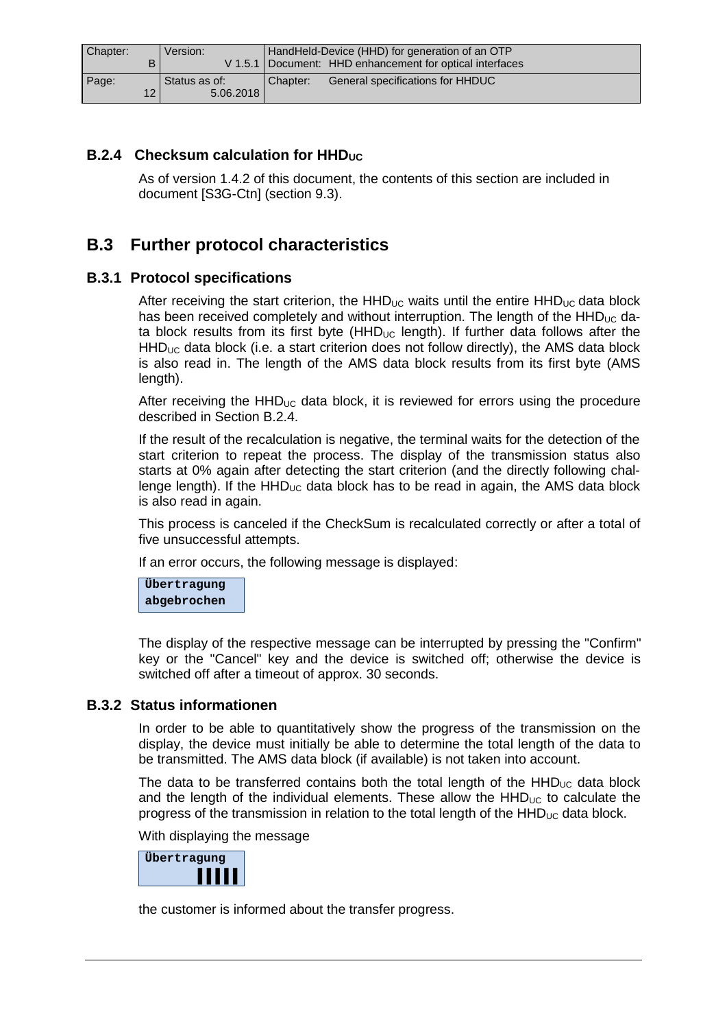### B.2.4 Checksum calculation for $HHD_{UC}$

As of version 1.4.2 of this document, the contents of this section are included in document [S3G-Ctn] (section 9.3).

## B.3 Further protocol characteristics

### B.3.1 Protocol specifications

After receiving the start criterion, the $HHD_{UC}$ waits until the entire $HHD_{UC}$ data block has been received completely and without interruption. The length of the $HHD_{UC}$ data block results from its first byte ($HHD_{UC}$ length). If further data follows after the $HHD_{UC}$ data block (i.e. a start criterion does not follow directly), the AMS data block is also read in. The length of the AMS data block results from its first byte (AMS length).

After receiving the $HHD_{UC}$ data block, it is reviewed for errors using the procedure described in Section B.2.4.

If the result of the recalculation is negative, the terminal waits for the detection of the start criterion to repeat the process. The display of the transmission status also starts at 0% again after detecting the start criterion (and the directly following challenge length). If the $HHD_{UC}$ data block has to be read in again, the AMS data block is also read in again.

This process is canceled if the CheckSum is recalculated correctly or after a total of five unsuccessful attempts.

If an error occurs, the following message is displayed:

```
Übertragung
abgebrochen
```

The display of the respective message can be interrupted by pressing the "Confirm" key or the "Cancel" key and the device is switched off; otherwise the device is switched off after a timeout of approx. 30 seconds.

### B.3.2 Status informationen

In order to be able to quantitatively show the progress of the transmission on the display, the device must initially be able to determine the total length of the data to be transmitted. The AMS data block (if available) is not taken into account.

The data to be transferred contains both the total length of the $HHD_{UC}$ data block and the length of the individual elements. These allow the $HHD_{UC}$ to calculate the progress of the transmission in relation to the total length of the $HHD_{UC}$ data block.

With displaying the message

```
Übertragung
      ▌▌▌▌▌
```

the customer is informed about the transfer progress.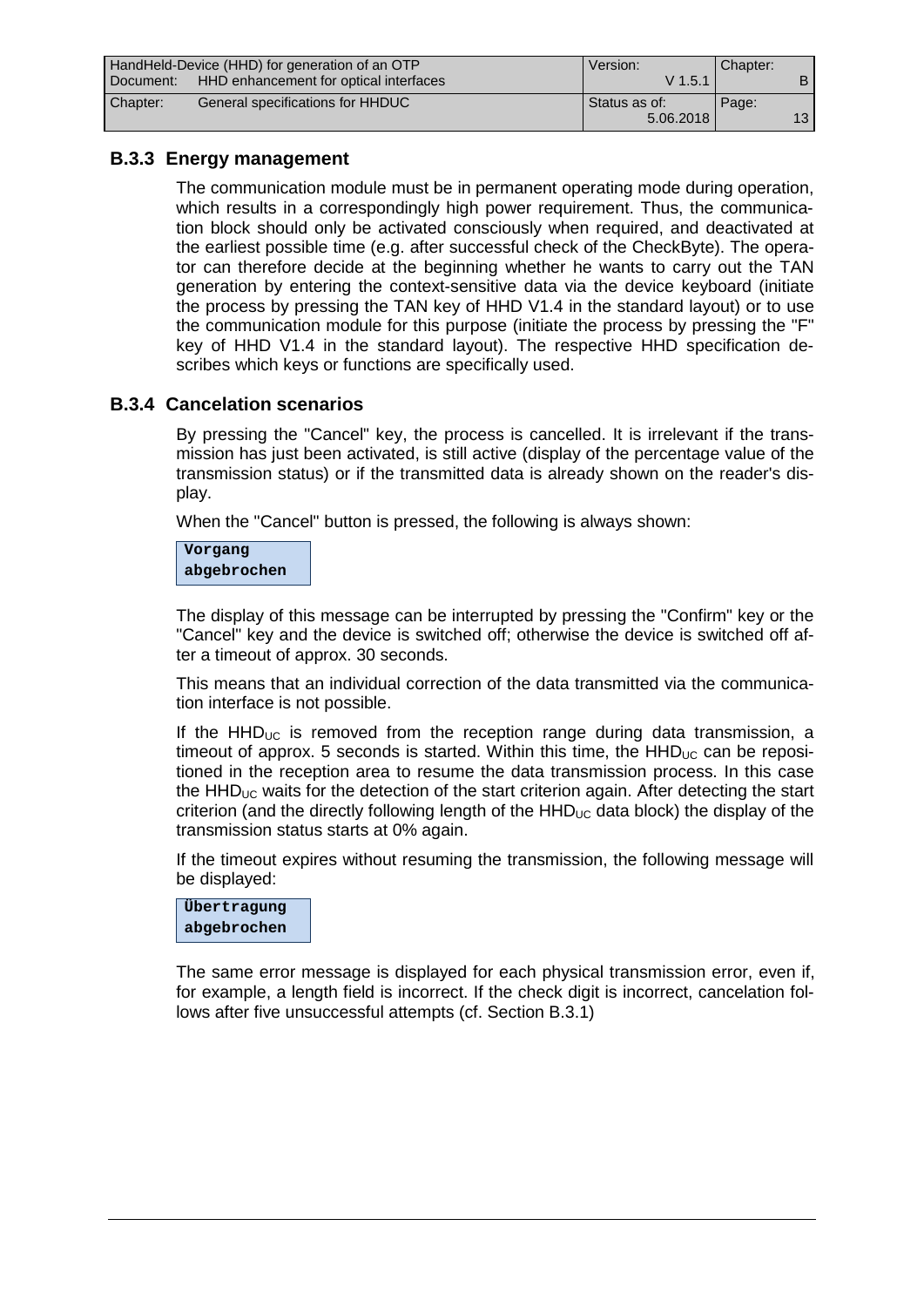### B.3.3 Energy management

The communication module must be in permanent operating mode during operation, which results in a correspondingly high power requirement. Thus, the communication block should only be activated consciously when required, and deactivated at the earliest possible time (e.g. after successful check of the CheckByte). The operator can therefore decide at the beginning whether he wants to carry out the TAN generation by entering the context-sensitive data via the device keyboard (initiate the process by pressing the TAN key of HHD V1.4 in the standard layout) or to use the communication module for this purpose (initiate the process by pressing the "F" key of HHD V1.4 in the standard layout). The respective HHD specification describes which keys or functions are specifically used.

### B.3.4 Cancelation scenarios

By pressing the "Cancel" key, the process is cancelled. It is irrelevant if the transmission has just been activated, is still active (display of the percentage value of the transmission status) or if the transmitted data is already shown on the reader's display.

When the "Cancel" button is pressed, the following is always shown:

```
Vorgang
abgebrochen
```

The display of this message can be interrupted by pressing the "Confirm" key or the "Cancel" key and the device is switched off; otherwise the device is switched off after a timeout of approx. 30 seconds.

This means that an individual correction of the data transmitted via the communication interface is not possible.

If the $HHD_{UC}$ is removed from the reception range during data transmission, a timeout of approx. 5 seconds is started. Within this time, the $HHD_{UC}$ can be repositioned in the reception area to resume the data transmission process. In this case the $HHD_{UC}$ waits for the detection of the start criterion again. After detecting the start criterion (and the directly following length of the $HHD_{UC}$ data block) the display of the transmission status starts at 0% again.

If the timeout expires without resuming the transmission, the following message will be displayed:

```
Übertragung
abgebrochen
```

The same error message is displayed for each physical transmission error, even if, for example, a length field is incorrect. If the check digit is incorrect, cancelation follows after five unsuccessful attempts (cf. Section B.3.1)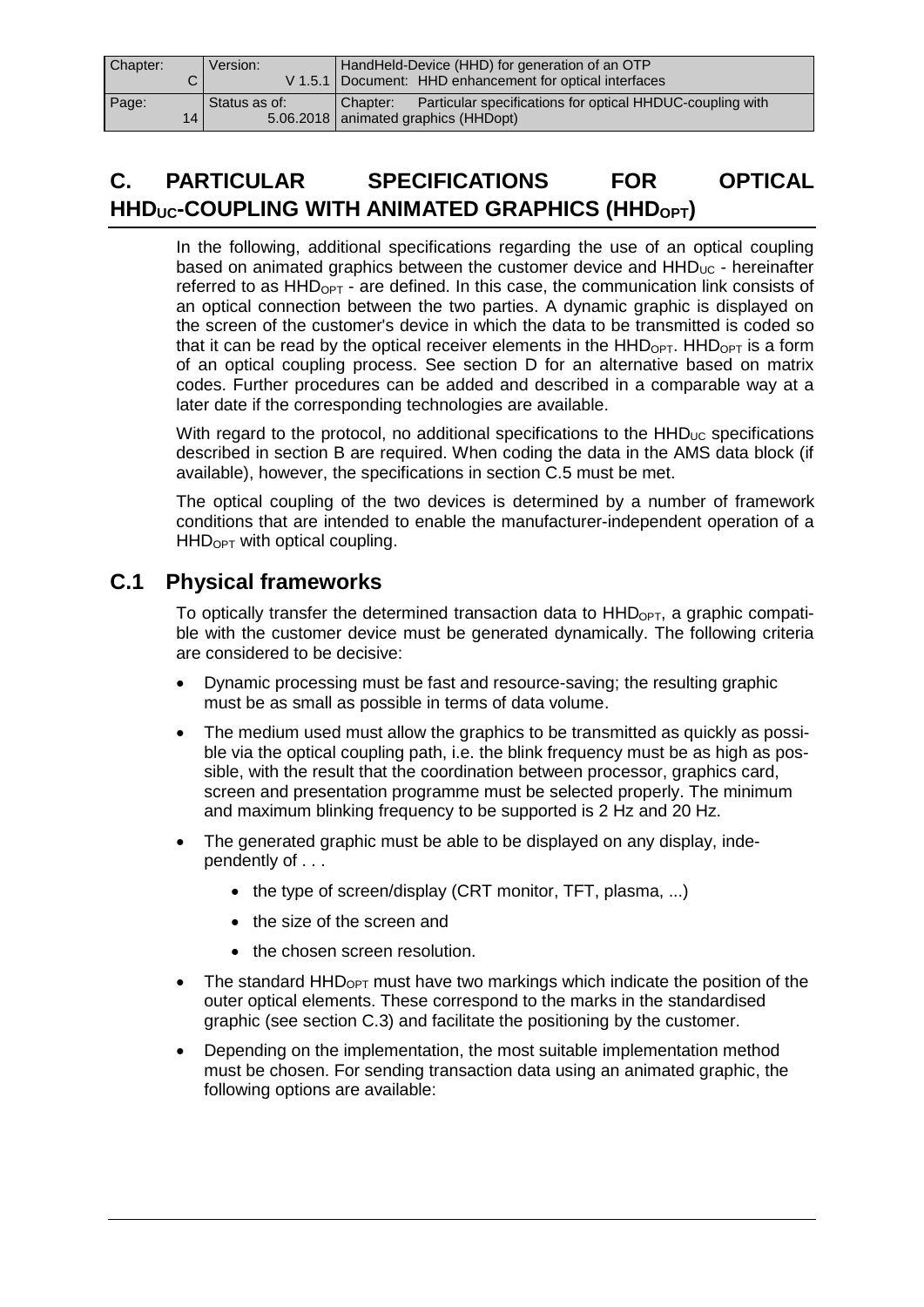# C. PARTICULAR SPECIFICATIONS FOR OPTICAL $HHD_{UC}$-COUPLING WITH ANIMATED GRAPHICS ($HHD_{OPT}$)

In the following, additional specifications regarding the use of an optical coupling based on animated graphics between the customer device and $HHD_{UC}$ - hereinafter referred to as $HHD_{OPT}$ - are defined. In this case, the communication link consists of an optical connection between the two parties. A dynamic graphic is displayed on the screen of the customer's device in which the data to be transmitted is coded so that it can be read by the optical receiver elements in the $HHD_{OPT}$. $HHD_{OPT}$ is a form of an optical coupling process. See section D for an alternative based on matrix codes. Further procedures can be added and described in a comparable way at a later date if the corresponding technologies are available.

With regard to the protocol, no additional specifications to the $HHD_{UC}$ specifications described in section B are required. When coding the data in the AMS data block (if available), however, the specifications in section C.5 must be met.

The optical coupling of the two devices is determined by a number of framework conditions that are intended to enable the manufacturer-independent operation of a $HHD_{OPT}$ with optical coupling.

## C.1 Physical frameworks

To optically transfer the determined transaction data to $HHD_{OPT}$, a graphic compatible with the customer device must be generated dynamically. The following criteria are considered to be decisive:

- Dynamic processing must be fast and resource-saving; the resulting graphic must be as small as possible in terms of data volume.
- The medium used must allow the graphics to be transmitted as quickly as possible via the optical coupling path, i.e. the blink frequency must be as high as possible, with the result that the coordination between processor, graphics card, screen and presentation programme must be selected properly. The minimum and maximum blinking frequency to be supported is 2 Hz and 20 Hz.
- The generated graphic must be able to be displayed on any display, independently of . . .
    - the type of screen/display (CRT monitor, TFT, plasma, ...)
    - the size of the screen and
    - the chosen screen resolution.
- The standard $HHD_{OPT}$ must have two markings which indicate the position of the outer optical elements. These correspond to the marks in the standardised graphic (see section C.3) and facilitate the positioning by the customer.
- Depending on the implementation, the most suitable implementation method must be chosen. For sending transaction data using an animated graphic, the following options are available: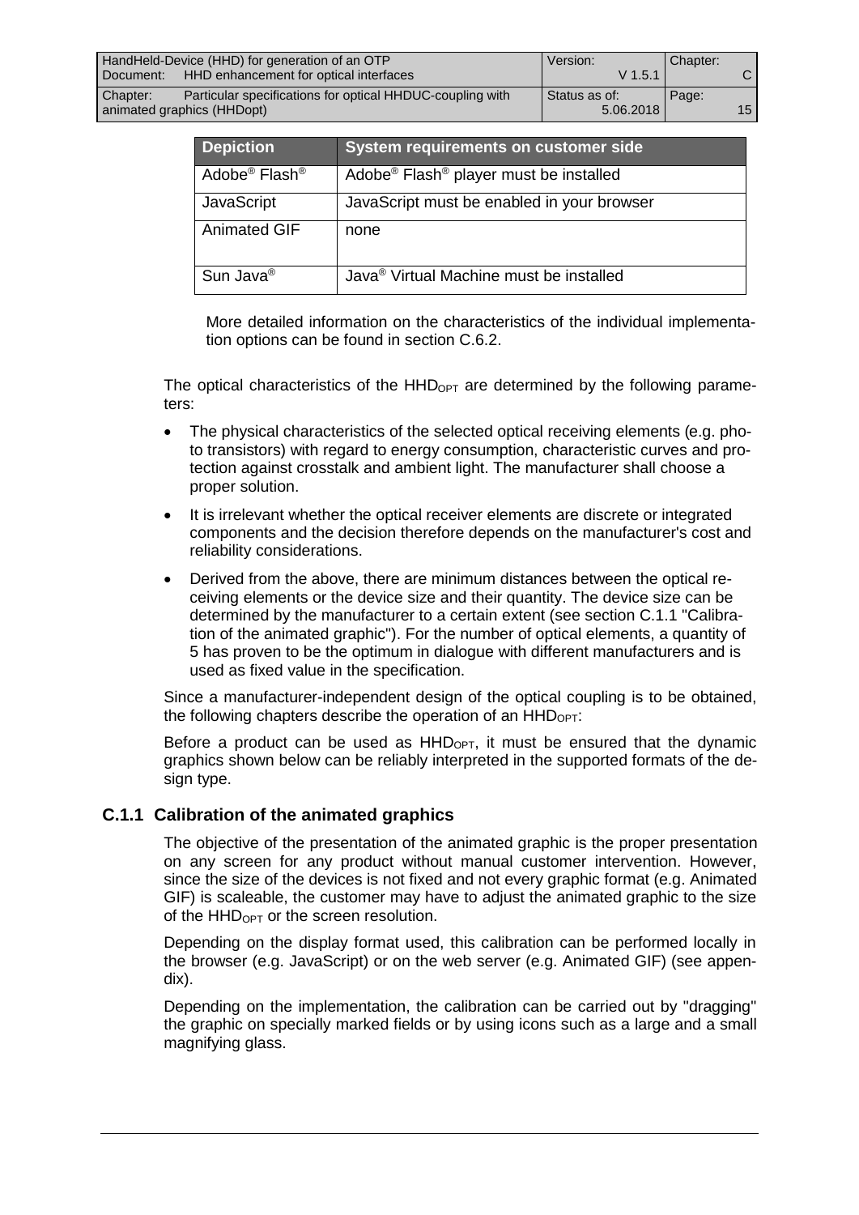| Depiction | System requirements on customer side |
|---|---|
| Adobe® Flash® | Adobe® Flash® player must be installed |
| JavaScript | JavaScript must be enabled in your browser |
| Animated GIF | none |
| Sun Java® | Java® Virtual Machine must be installed |

More detailed information on the characteristics of the individual implementation options can be found in section C.6.2.

The optical characteristics of the $HHD_{OPT}$ are determined by the following parameters:

- The physical characteristics of the selected optical receiving elements (e.g. photo transistors) with regard to energy consumption, characteristic curves and protection against crosstalk and ambient light. The manufacturer shall choose a proper solution.
- It is irrelevant whether the optical receiver elements are discrete or integrated components and the decision therefore depends on the manufacturer's cost and reliability considerations.
- Derived from the above, there are minimum distances between the optical receiving elements or the device size and their quantity. The device size can be determined by the manufacturer to a certain extent (see section C.1.1 "Calibration of the animated graphic"). For the number of optical elements, a quantity of 5 has proven to be the optimum in dialogue with different manufacturers and is used as fixed value in the specification.

Since a manufacturer-independent design of the optical coupling is to be obtained, the following chapters describe the operation of an $HHD_{OPT}$:

Before a product can be used as $HHD_{OPT}$, it must be ensured that the dynamic graphics shown below can be reliably interpreted in the supported formats of the design type.

### C.1.1 Calibration of the animated graphics

The objective of the presentation of the animated graphic is the proper presentation on any screen for any product without manual customer intervention. However, since the size of the devices is not fixed and not every graphic format (e.g. Animated GIF) is scaleable, the customer may have to adjust the animated graphic to the size of the $HHD_{OPT}$ or the screen resolution.

Depending on the display format used, this calibration can be performed locally in the browser (e.g. JavaScript) or on the web server (e.g. Animated GIF) (see appendix).

Depending on the implementation, the calibration can be carried out by "dragging" the graphic on specially marked fields or by using icons such as a large and a small magnifying glass.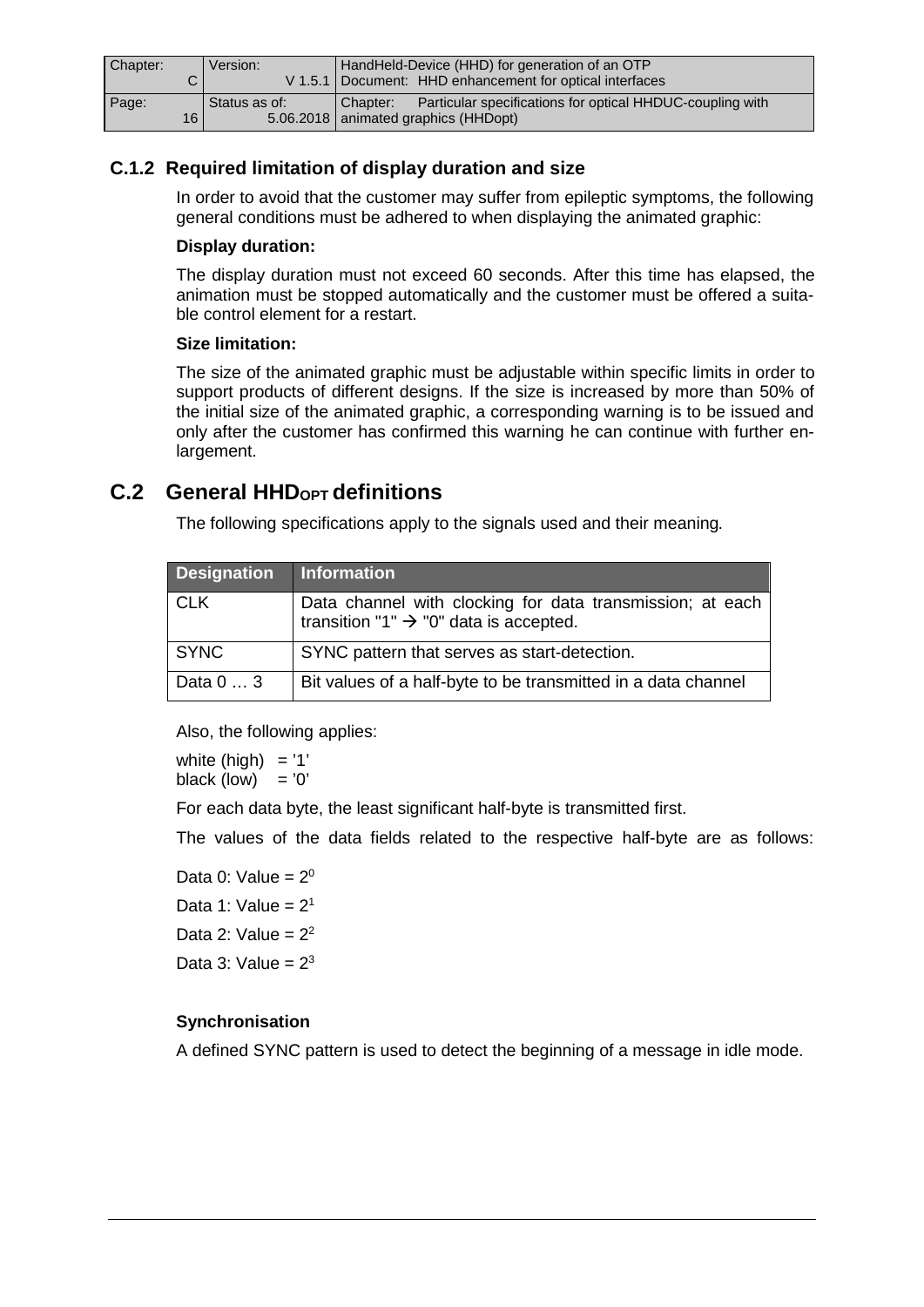### C.1.2 Required limitation of display duration and size

In order to avoid that the customer may suffer from epileptic symptoms, the following general conditions must be adhered to when displaying the animated graphic:

**Display duration:**

The display duration must not exceed 60 seconds. After this time has elapsed, the animation must be stopped automatically and the customer must be offered a suitable control element for a restart.

**Size limitation:**

The size of the animated graphic must be adjustable within specific limits in order to support products of different designs. If the size is increased by more than 50% of the initial size of the animated graphic, a corresponding warning is to be issued and only after the customer has confirmed this warning he can continue with further enlargement.

## C.2 General $HHD_{OPT}$ definitions

The following specifications apply to the signals used and their meaning.

| Designation | Information |
| --- | --- |
| CLK | Data channel with clocking for data transmission; at each transition "1" → "0" data is accepted. |
| SYNC | SYNC pattern that serves as start-detection. |
| Data 0 … 3 | Bit values of a half-byte to be transmitted in a data channel |

Also, the following applies:

white (high) = '1'
black (low) = '0'

For each data byte, the least significant half-byte is transmitted first.

The values of the data fields related to the respective half-byte are as follows:

Data 0: Value = $2^0$

Data 1: Value = $2^1$

Data 2: Value = $2^2$

Data 3: Value = $2^3$

**Synchronisation**

A defined SYNC pattern is used to detect the beginning of a message in idle mode.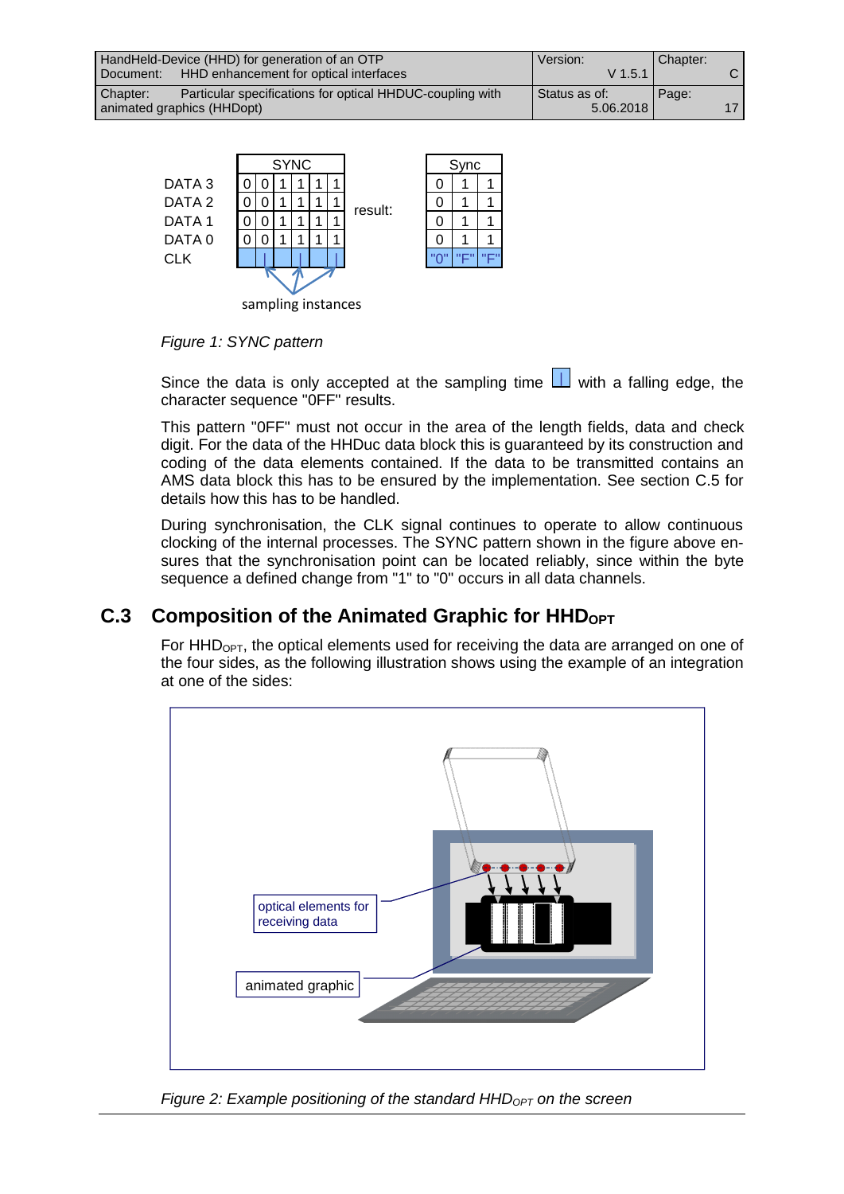| | SYNC | | | | | | | Sync | | |
|---|---|---|---|---|---|---|---|---|---|---|
| DATA 3 | 0 | 0 | 1 | 1 | 1 | 1 | | 0 | 1 | 1 |
| DATA 2 | 0 | 0 | 1 | 1 | 1 | 1 | result: | 0 | 1 | 1 |
| DATA 1 | 0 | 0 | 1 | 1 | 1 | 1 | | 0 | 1 | 1 |
| DATA 0 | 0 | 0 | 1 | 1 | 1 | 1 | | 0 | 1 | 1 |
| CLK | | | | | | | | "0" | "F" | "F" |

sampling instances

*Figure 1: SYNC pattern*

Since the data is only accepted at the sampling time with a falling edge, the character sequence "0FF" results.

This pattern "0FF" must not occur in the area of the length fields, data and check digit. For the data of the HHDuc data block this is guaranteed by its construction and coding of the data elements contained. If the data to be transmitted contains an AMS data block this has to be ensured by the implementation. See section C.5 for details how this has to be handled.

During synchronisation, the CLK signal continues to operate to allow continuous clocking of the internal processes. The SYNC pattern shown in the figure above ensures that the synchronisation point can be located reliably, since within the byte sequence a defined change from "1" to "0" occurs in all data channels.

## C.3 Composition of the Animated Graphic for $HHD_{OPT}$

For $HHD_{OPT}$, the optical elements used for receiving the data are arranged on one of the four sides, as the following illustration shows using the example of an integration at one of the sides:

optical elements for receiving data

animated graphic

*Figure 2: Example positioning of the standard $HHD_{OPT}$ on the screen*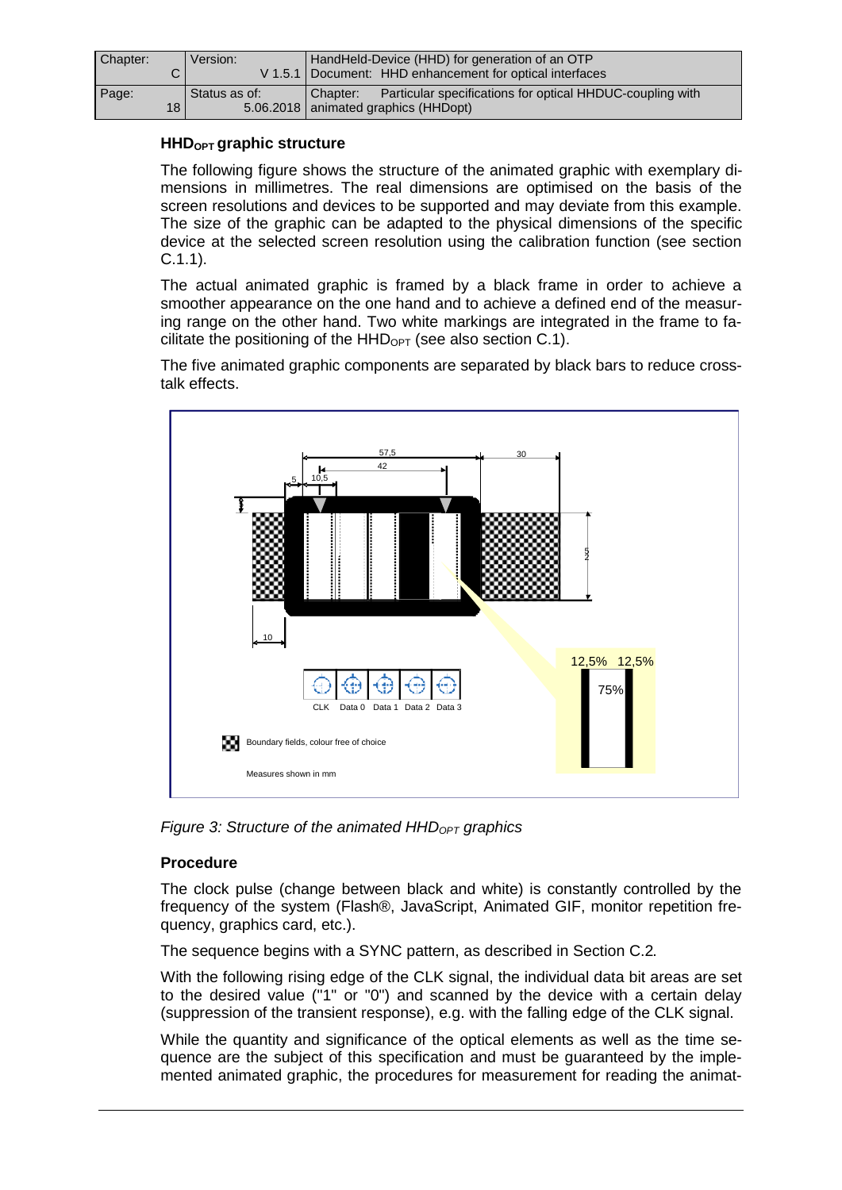#### $HHD_{OPT}$ graphic structure

The following figure shows the structure of the animated graphic with exemplary dimensions in millimetres. The real dimensions are optimised on the basis of the screen resolutions and devices to be supported and may deviate from this example. The size of the graphic can be adapted to the physical dimensions of the specific device at the selected screen resolution using the calibration function (see section C.1.1).

The actual animated graphic is framed by a black frame in order to achieve a smoother appearance on the one hand and to achieve a defined end of the measuring range on the other hand. Two white markings are integrated in the frame to facilitate the positioning of the $HHD_{OPT}$ (see also section C.1).

The five animated graphic components are separated by black bars to reduce crosstalk effects.

*Figure 3: Structure of the animated $HHD_{OPT}$ graphics*

#### Procedure

The clock pulse (change between black and white) is constantly controlled by the frequency of the system (Flash®, JavaScript, Animated GIF, monitor repetition frequency, graphics card, etc.).

The sequence begins with a SYNC pattern, as described in Section C.2.

With the following rising edge of the CLK signal, the individual data bit areas are set to the desired value ("1" or "0") and scanned by the device with a certain delay (suppression of the transient response), e.g. with the falling edge of the CLK signal.

While the quantity and significance of the optical elements as well as the time sequence are the subject of this specification and must be guaranteed by the implemented animated graphic, the procedures for measurement for reading the animat-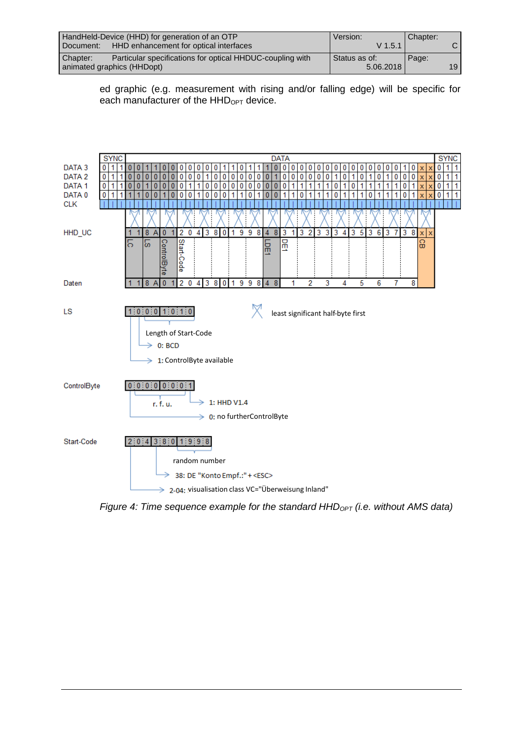ed graphic (e.g. measurement with rising and/or falling edge) will be specific for each manufacturer of the $HHD_{OPT}$ device.

*Figure 4: Time sequence example for the standard $HHD_{OPT}$ (i.e. without AMS data)*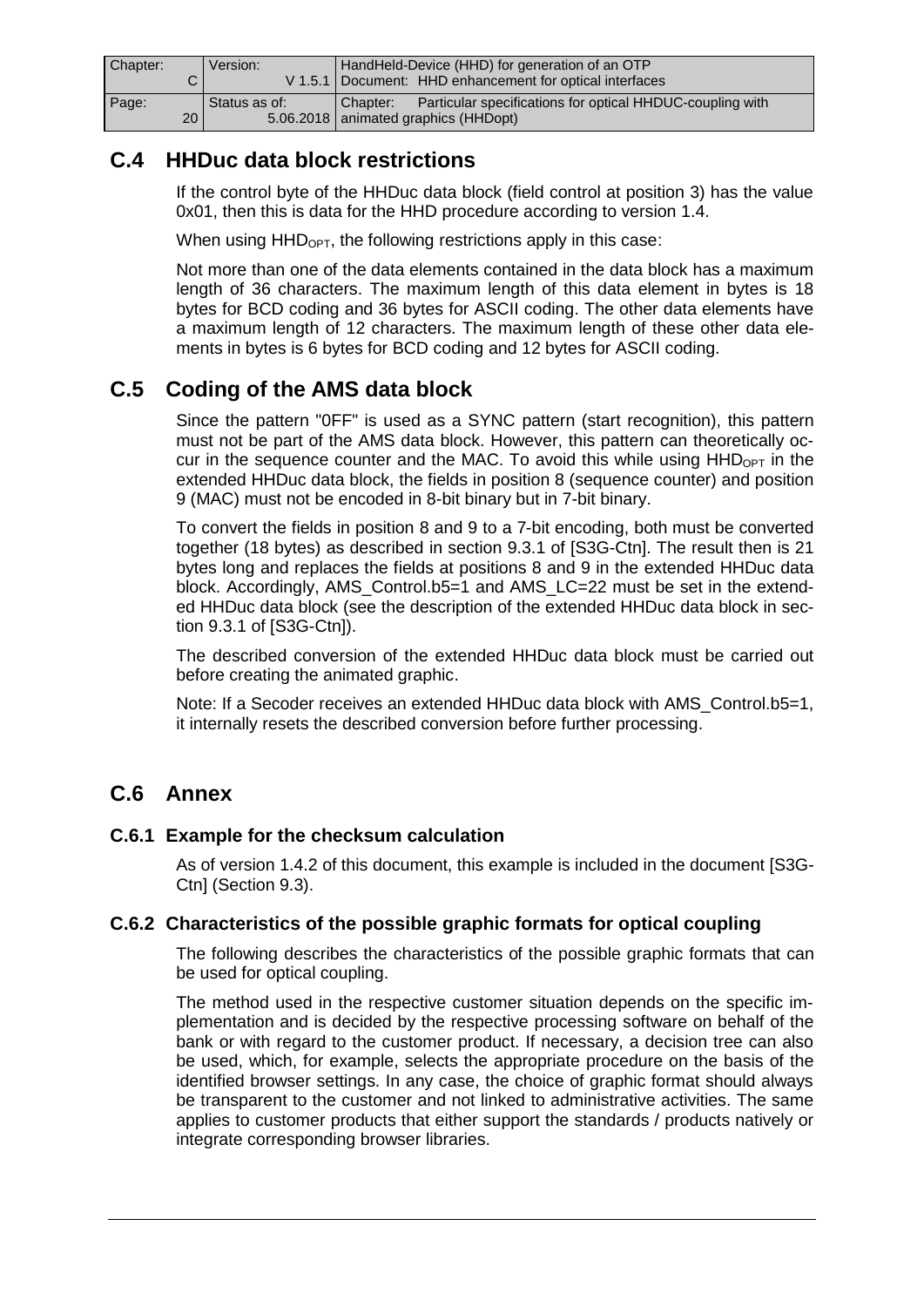## C.4 HHDuc data block restrictions

If the control byte of the HHDuc data block (field control at position 3) has the value 0x01, then this is data for the HHD procedure according to version 1.4.

When using $HHD_{OPT}$, the following restrictions apply in this case:

Not more than one of the data elements contained in the data block has a maximum length of 36 characters. The maximum length of this data element in bytes is 18 bytes for BCD coding and 36 bytes for ASCII coding. The other data elements have a maximum length of 12 characters. The maximum length of these other data elements in bytes is 6 bytes for BCD coding and 12 bytes for ASCII coding.

## C.5 Coding of the AMS data block

Since the pattern "0FF" is used as a SYNC pattern (start recognition), this pattern must not be part of the AMS data block. However, this pattern can theoretically occur in the sequence counter and the MAC. To avoid this while using $HHD_{OPT}$ in the extended HHDuc data block, the fields in position 8 (sequence counter) and position 9 (MAC) must not be encoded in 8-bit binary but in 7-bit binary.

To convert the fields in position 8 and 9 to a 7-bit encoding, both must be converted together (18 bytes) as described in section 9.3.1 of [S3G-Ctn]. The result then is 21 bytes long and replaces the fields at positions 8 and 9 in the extended HHDuc data block. Accordingly, AMS_Control.b5=1 and AMS_LC=22 must be set in the extended HHDuc data block (see the description of the extended HHDuc data block in section 9.3.1 of [S3G-Ctn]).

The described conversion of the extended HHDuc data block must be carried out before creating the animated graphic.

Note: If a Secoder receives an extended HHDuc data block with AMS_Control.b5=1, it internally resets the described conversion before further processing.

## C.6 Annex

### C.6.1 Example for the checksum calculation

As of version 1.4.2 of this document, this example is included in the document [S3G-Ctn] (Section 9.3).

### C.6.2 Characteristics of the possible graphic formats for optical coupling

The following describes the characteristics of the possible graphic formats that can be used for optical coupling.

The method used in the respective customer situation depends on the specific implementation and is decided by the respective processing software on behalf of the bank or with regard to the customer product. If necessary, a decision tree can also be used, which, for example, selects the appropriate procedure on the basis of the identified browser settings. In any case, the choice of graphic format should always be transparent to the customer and not linked to administrative activities. The same applies to customer products that either support the standards / products natively or integrate corresponding browser libraries.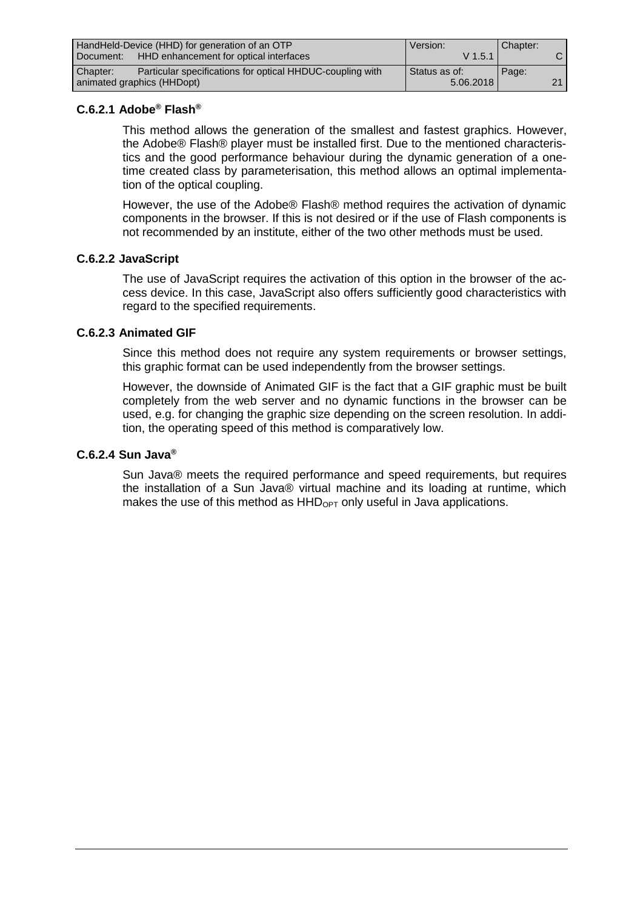#### C.6.2.1 Adobe® Flash®

This method allows the generation of the smallest and fastest graphics. However, the Adobe® Flash® player must be installed first. Due to the mentioned characteristics and the good performance behaviour during the dynamic generation of a one-time created class by parameterisation, this method allows an optimal implementation of the optical coupling.

However, the use of the Adobe® Flash® method requires the activation of dynamic components in the browser. If this is not desired or if the use of Flash components is not recommended by an institute, either of the two other methods must be used.

#### C.6.2.2 JavaScript

The use of JavaScript requires the activation of this option in the browser of the access device. In this case, JavaScript also offers sufficiently good characteristics with regard to the specified requirements.

#### C.6.2.3 Animated GIF

Since this method does not require any system requirements or browser settings, this graphic format can be used independently from the browser settings.

However, the downside of Animated GIF is the fact that a GIF graphic must be built completely from the web server and no dynamic functions in the browser can be used, e.g. for changing the graphic size depending on the screen resolution. In addition, the operating speed of this method is comparatively low.

#### C.6.2.4 Sun Java®

Sun Java® meets the required performance and speed requirements, but requires the installation of a Sun Java® virtual machine and its loading at runtime, which makes the use of this method as $HHD_{OPT}$ only useful in Java applications.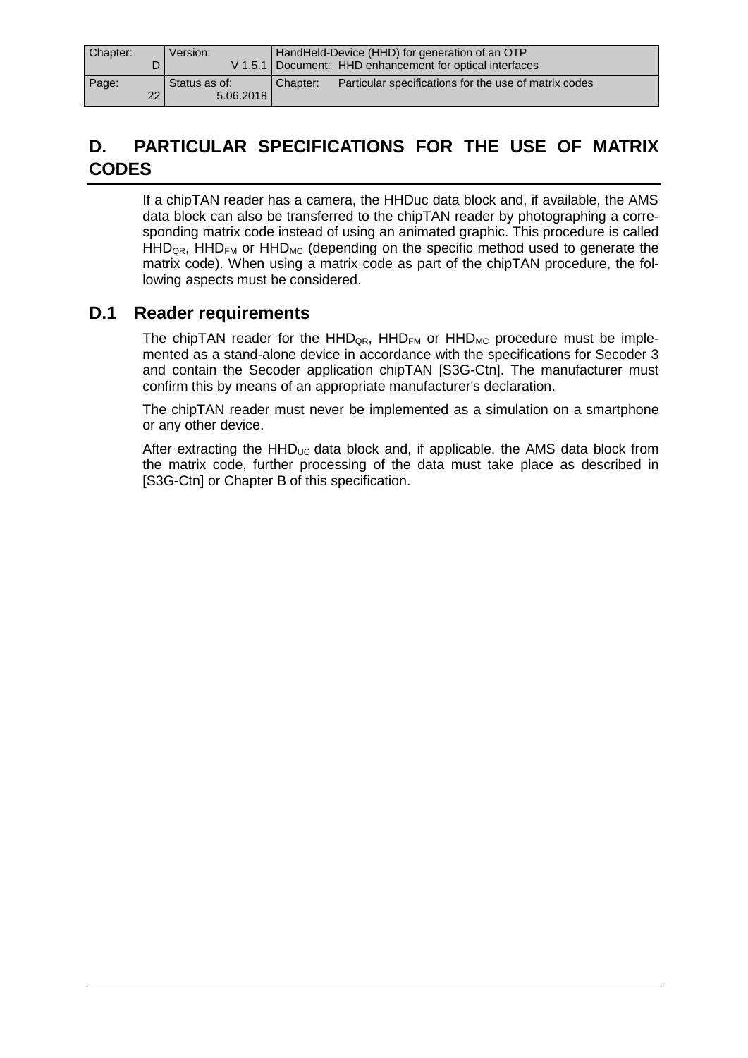# D. PARTICULAR SPECIFICATIONS FOR THE USE OF MATRIX CODES

If a chipTAN reader has a camera, the HHDuc data block and, if available, the AMS data block can also be transferred to the chipTAN reader by photographing a corresponding matrix code instead of using an animated graphic. This procedure is called $HHD_{QR}$, $HHD_{FM}$ or $HHD_{MC}$ (depending on the specific method used to generate the matrix code). When using a matrix code as part of the chipTAN procedure, the following aspects must be considered.

## D.1 Reader requirements

The chipTAN reader for the $HHD_{QR}$, $HHD_{FM}$ or $HHD_{MC}$ procedure must be implemented as a stand-alone device in accordance with the specifications for Secoder 3 and contain the Secoder application chipTAN [S3G-Ctn]. The manufacturer must confirm this by means of an appropriate manufacturer's declaration.

The chipTAN reader must never be implemented as a simulation on a smartphone or any other device.

After extracting the $HHD_{UC}$ data block and, if applicable, the AMS data block from the matrix code, further processing of the data must take place as described in [S3G-Ctn] or Chapter B of this specification.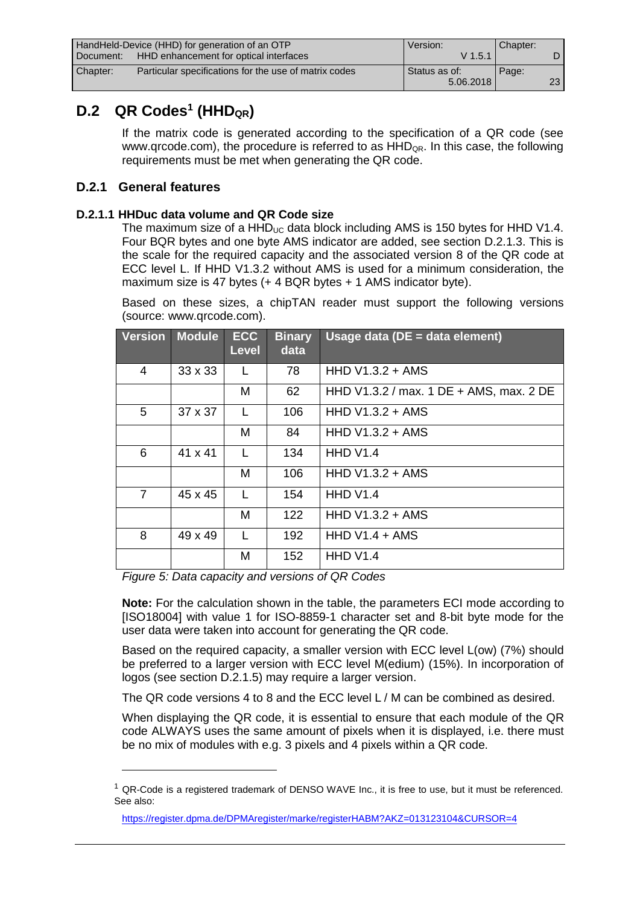## D.2 QR Codes[1] ($HHD_{QR}$)

If the matrix code is generated according to the specification of a QR code (see www.qrcode.com), the procedure is referred to as $HHD_{QR}$. In this case, the following requirements must be met when generating the QR code.

### D.2.1 General features

#### D.2.1.1 HHDuc data volume and QR Code size

The maximum size of a $HHD_{UC}$ data block including AMS is 150 bytes for HHD V1.4. Four BQR bytes and one byte AMS indicator are added, see section D.2.1.3. This is the scale for the required capacity and the associated version 8 of the QR code at ECC level L. If HHD V1.3.2 without AMS is used for a minimum consideration, the maximum size is 47 bytes (+ 4 BQR bytes + 1 AMS indicator byte).

Based on these sizes, a chipTAN reader must support the following versions (source: www.qrcode.com).

| Version | Module | ECC Level | Binary data | Usage data (DE = data element) |
|---|---|---|---|---|
| 4 | 33 x 33 | L | 78 | HHD V1.3.2 + AMS |
| | | M | 62 | HHD V1.3.2 / max. 1 DE + AMS, max. 2 DE |
| 5 | 37 x 37 | L | 106 | HHD V1.3.2 + AMS |
| | | M | 84 | HHD V1.3.2 + AMS |
| 6 | 41 x 41 | L | 134 | HHD V1.4 |
| | | M | 106 | HHD V1.3.2 + AMS |
| 7 | 45 x 45 | L | 154 | HHD V1.4 |
| | | M | 122 | HHD V1.3.2 + AMS |
| 8 | 49 x 49 | L | 192 | HHD V1.4 + AMS |
| | | M | 152 | HHD V1.4 |

*Figure 5: Data capacity and versions of QR Codes*

**Note:** For the calculation shown in the table, the parameters ECI mode according to [ISO18004] with value 1 for ISO-8859-1 character set and 8-bit byte mode for the user data were taken into account for generating the QR code.

Based on the required capacity, a smaller version with ECC level L(ow) (7%) should be preferred to a larger version with ECC level M(edium) (15%). In incorporation of logos (see section D.2.1.5) may require a larger version.

The QR code versions 4 to 8 and the ECC level L / M can be combined as desired.

When displaying the QR code, it is essential to ensure that each module of the QR code ALWAYS uses the same amount of pixels when it is displayed, i.e. there must be no mix of modules with e.g. 3 pixels and 4 pixels within a QR code.

---

[1] QR-Code is a registered trademark of DENSO WAVE Inc., it is free to use, but it must be referenced. See also:

https://register.dpma.de/DPMAregister/marke/registerHABM?AKZ=013123104&CURSOR=4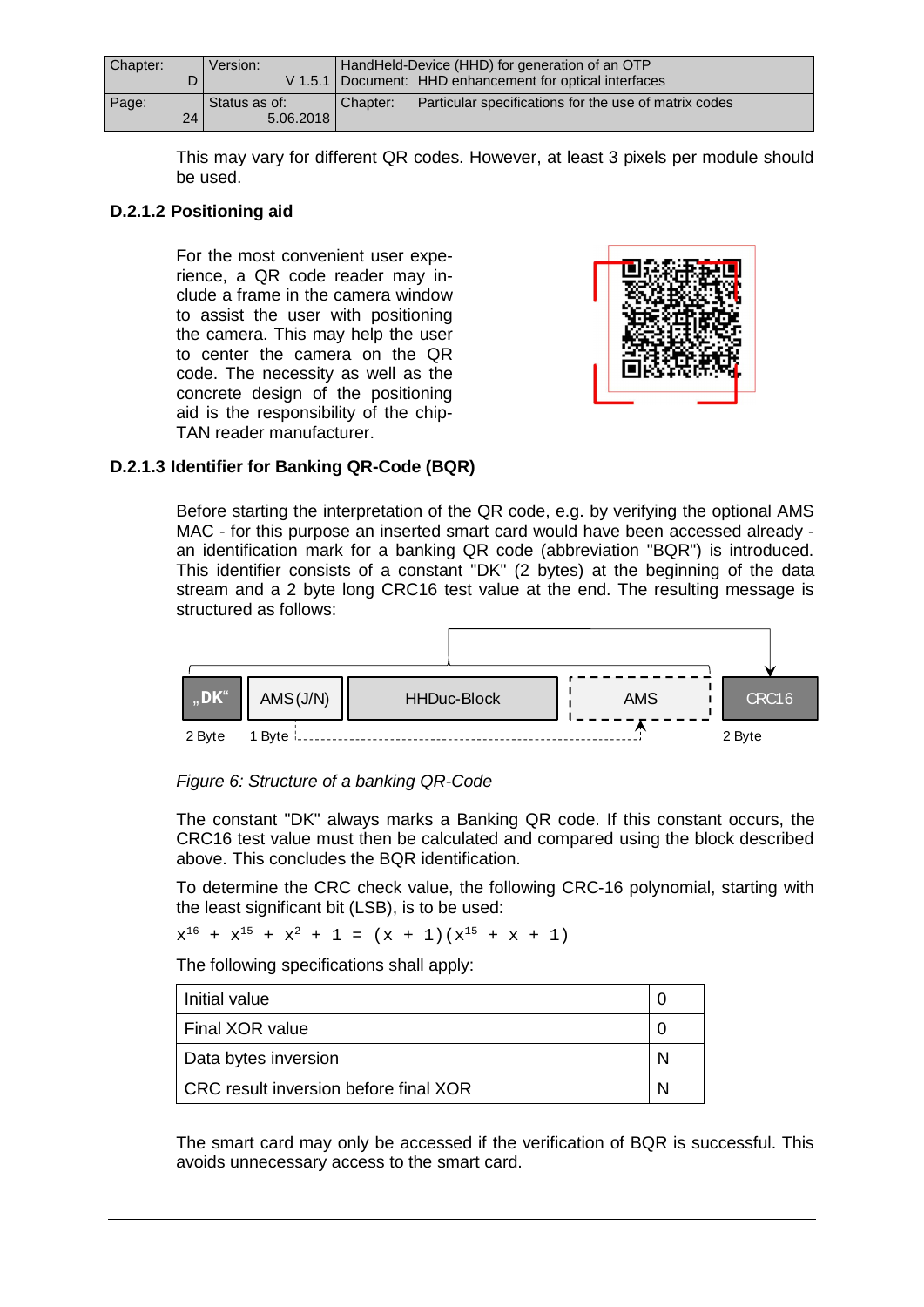This may vary for different QR codes. However, at least 3 pixels per module should be used.

### D.2.1.2 Positioning aid

For the most convenient user experience, a QR code reader may include a frame in the camera window to assist the user with positioning the camera. This may help the user to center the camera on the QR code. The necessity as well as the concrete design of the positioning aid is the responsibility of the chipTAN reader manufacturer.

### D.2.1.3 Identifier for Banking QR-Code (BQR)

Before starting the interpretation of the QR code, e.g. by verifying the optional AMS MAC - for this purpose an inserted smart card would have been accessed already - an identification mark for a banking QR code (abbreviation "BQR") is introduced. This identifier consists of a constant "DK" (2 bytes) at the beginning of the data stream and a 2 byte long CRC16 test value at the end. The resulting message is structured as follows:

| „DK“ | AMS (J/N) | HHDuc-Block | AMS | CRC16 |
|---|---|---|---|---|
| 2 Byte | 1 Byte | | | 2 Byte |

*Figure 6: Structure of a banking QR-Code*

The constant "DK" always marks a Banking QR code. If this constant occurs, the CRC16 test value must then be calculated and compared using the block described above. This concludes the BQR identification.

To determine the CRC check value, the following CRC-16 polynomial, starting with the least significant bit (LSB), is to be used:

$$x^{16} + x^{15} + x^2 + 1 = (x + 1)(x^{15} + x + 1)$$

The following specifications shall apply:

| Initial value | 0 |
|---|---|
| Final XOR value | 0 |
| Data bytes inversion | N |
| CRC result inversion before final XOR | N |

The smart card may only be accessed if the verification of BQR is successful. This avoids unnecessary access to the smart card.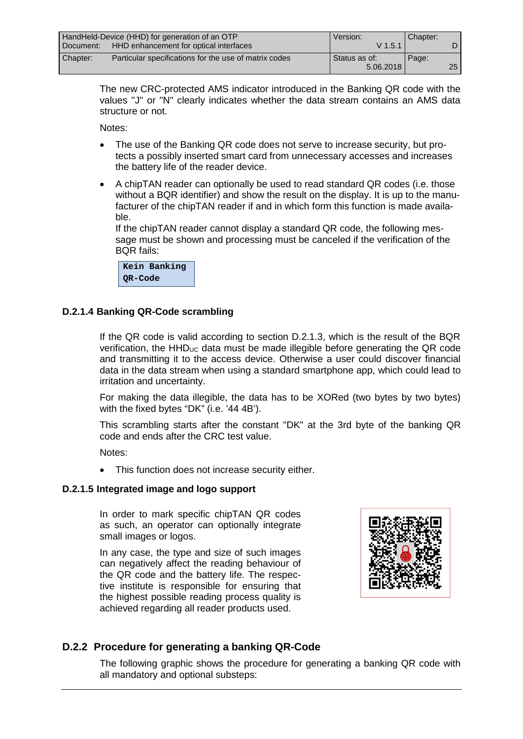The new CRC-protected AMS indicator introduced in the Banking QR code with the values "J" or "N" clearly indicates whether the data stream contains an AMS data structure or not.

Notes:

- The use of the Banking QR code does not serve to increase security, but protects a possibly inserted smart card from unnecessary accesses and increases the battery life of the reader device.
- A chipTAN reader can optionally be used to read standard QR codes (i.e. those without a BQR identifier) and show the result on the display. It is up to the manufacturer of the chipTAN reader if and in which form this function is made available.
  If the chipTAN reader cannot display a standard QR code, the following message must be shown and processing must be canceled if the verification of the BQR fails:

  ```
  Kein Banking
  QR-Code
  ```

### D.2.1.4 Banking QR-Code scrambling

If the QR code is valid according to section D.2.1.3, which is the result of the BQR verification, the $HHD_{UC}$ data must be made illegible before generating the QR code and transmitting it to the access device. Otherwise a user could discover financial data in the data stream when using a standard smartphone app, which could lead to irritation and uncertainty.

For making the data illegible, the data has to be XORed (two bytes by two bytes) with the fixed bytes “DK” (i.e. ’44 4B’).

This scrambling starts after the constant "DK" at the 3rd byte of the banking QR code and ends after the CRC test value.

Notes:

- This function does not increase security either.

### D.2.1.5 Integrated image and logo support

In order to mark specific chipTAN QR codes as such, an operator can optionally integrate small images or logos.

In any case, the type and size of such images can negatively affect the reading behaviour of the QR code and the battery life. The respective institute is responsible for ensuring that the highest possible reading process quality is achieved regarding all reader products used.

## D.2.2 Procedure for generating a banking QR-Code

The following graphic shows the procedure for generating a banking QR code with all mandatory and optional substeps: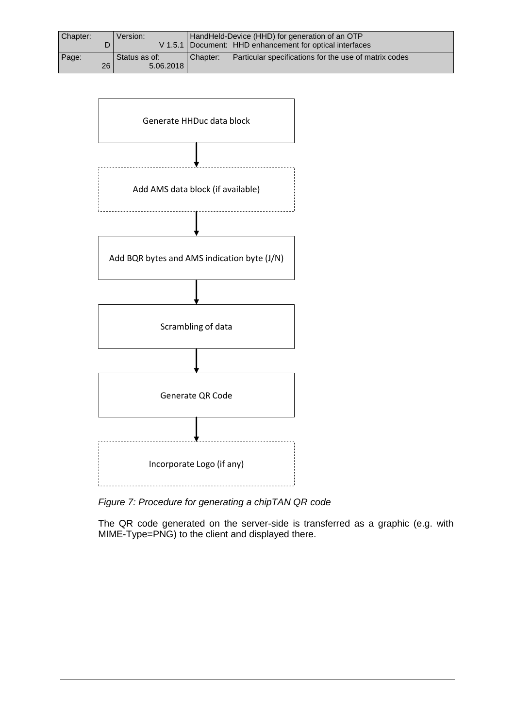Generate HHDuc data block

↓

Add AMS data block (if available)

↓

Add BQR bytes and AMS indication byte (J/N)

↓

Scrambling of data

↓

Generate QR Code

↓

Incorporate Logo (if any)

*Figure 7: Procedure for generating a chipTAN QR code*

The QR code generated on the server-side is transferred as a graphic (e.g. with MIME-Type=PNG) to the client and displayed there.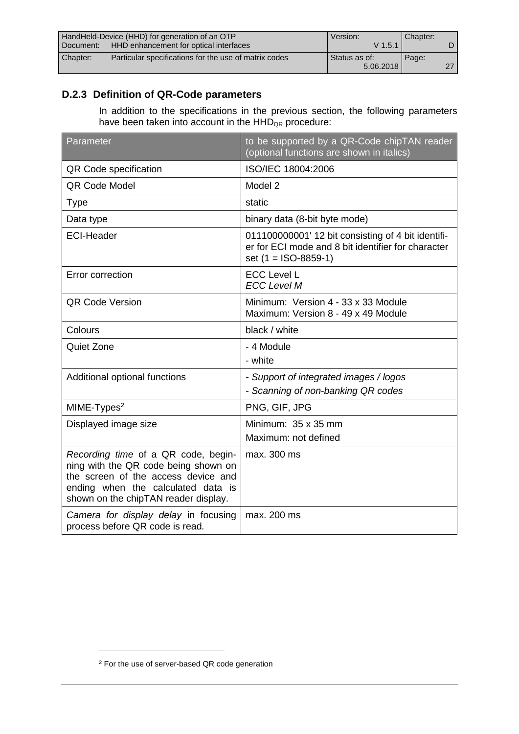### D.2.3 Definition of QR-Code parameters

In addition to the specifications in the previous section, the following parameters have been taken into account in the $HHD_{QR}$ procedure:

| Parameter | to be supported by a QR-Code chipTAN reader (optional functions are shown in italics) |
|---|---|
| QR Code specification | ISO/IEC 18004:2006 |
| QR Code Model | Model 2 |
| Type | static |
| Data type | binary data (8-bit byte mode) |
| ECI-Header | 011100000001' 12 bit consisting of 4 bit identifier for ECI mode and 8 bit identifier for character set (1 = ISO-8859-1) |
| Error correction | ECC Level L<br>*ECC Level M* |
| QR Code Version | Minimum: Version 4 - 33 x 33 Module<br>Maximum: Version 8 - 49 x 49 Module |
| Colours | black / white |
| Quiet Zone | - 4 Module<br>- white |
| Additional optional functions | *- Support of integrated images / logos*<br>*- Scanning of non-banking QR codes* |
| MIME-Types[2] | PNG, GIF, JPG |
| Displayed image size | Minimum: 35 x 35 mm<br>Maximum: not defined |
| *Recording time* of a QR code, beginning with the QR code being shown on the screen of the access device and ending when the calculated data is shown on the chipTAN reader display. | max. 300 ms |
| *Camera for display delay* in focusing process before QR code is read*.* | max. 200 ms |

[2] For the use of server-based QR code generation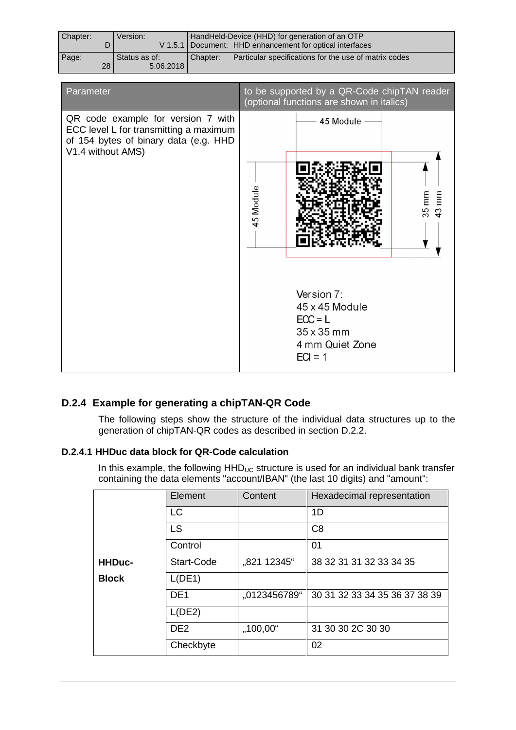| Parameter | to be supported by a QR-Code chipTAN reader (optional functions are shown in italics) |
|---|---|
| QR code example for version 7 with ECC level L for transmitting a maximum of 154 bytes of binary data (e.g. HHD V1.4 without AMS) | 45 Module<br>45 Module<br>35 mm<br>43 mm<br>Version 7:<br>45 x 45 Module<br>ECC = L<br>35 x 35 mm<br>4 mm Quiet Zone<br>ECI = 1 |

## D.2.4 Example for generating a chipTAN-QR Code

The following steps show the structure of the individual data structures up to the generation of chipTAN-QR codes as described in section D.2.2.

### D.2.4.1 HHDuc data block for QR-Code calculation

In this example, the following $HHD_{UC}$ structure is used for an individual bank transfer containing the data elements "account/IBAN" (the last 10 digits) and "amount":

| | Element | Content | Hexadecimal representation |
|---|---|---|---|
| **HHDuc-Block** | LC | | 1D |
| | LS | | C8 |
| | Control | | 01 |
| | Start-Code | „821 12345“ | 38 32 31 31 32 33 34 35 |
| | L(DE1) | | |
| | DE1 | „0123456789“ | 30 31 32 33 34 35 36 37 38 39 |
| | L(DE2) | | |
| | DE2 | „100,00“ | 31 30 30 2C 30 30 |
| | Checkbyte | | 02 |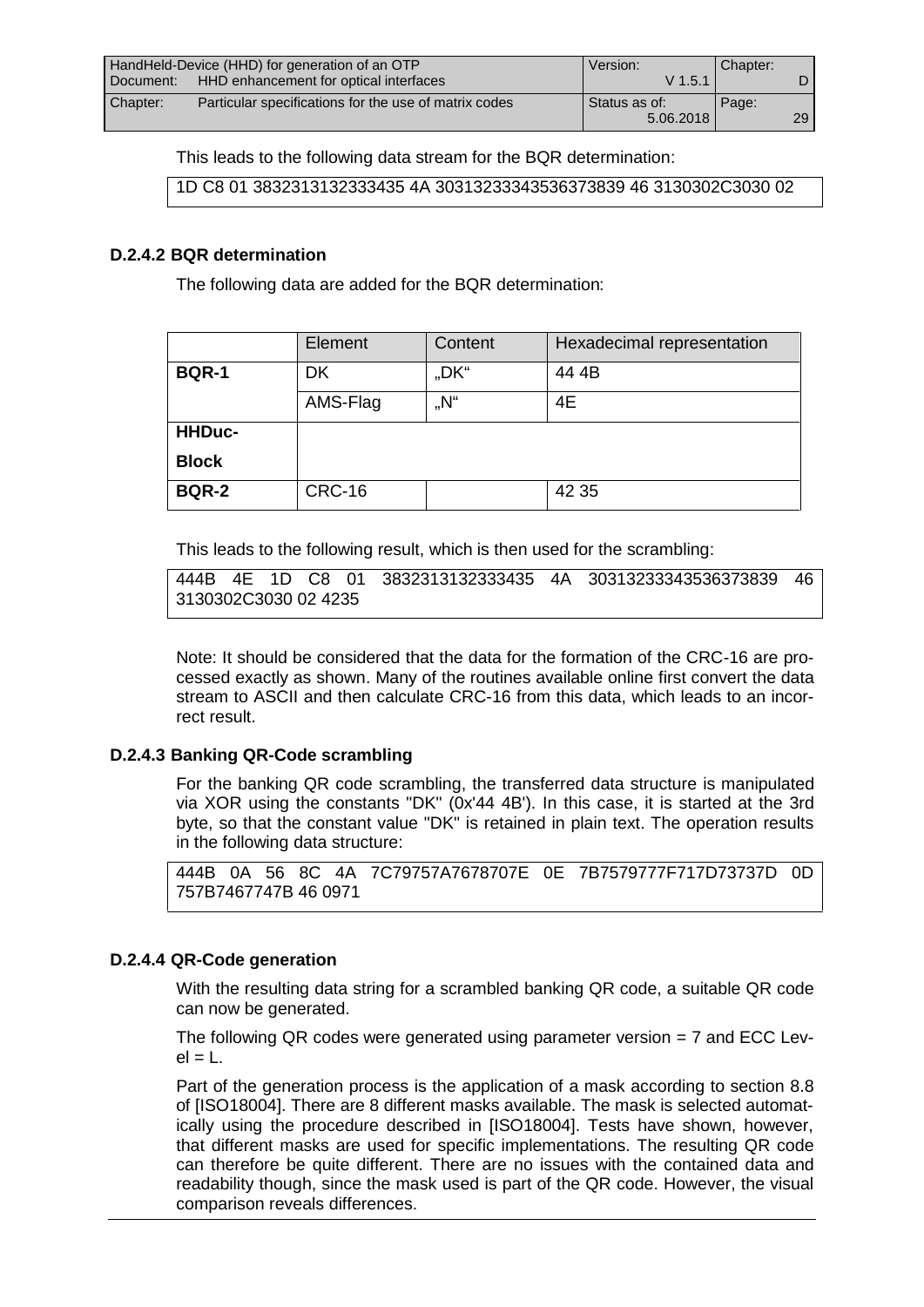This leads to the following data stream for the BQR determination:

```
1D C8 01 3832313132333435 4A 30313233343536373839 46 3130302C3030 02
```

### D.2.4.2 BQR determination

The following data are added for the BQR determination:

| | Element | Content | Hexadecimal representation |
|---|---|---|---|
| **BQR-1** | DK | „DK“ | 44 4B |
| | AMS-Flag | „N“ | 4E |
| **HHDuc-Block** | | | |
| **BQR-2** | CRC-16 | | 42 35 |

This leads to the following result, which is then used for the scrambling:

```
444B 4E 1D C8 01 3832313132333435 4A 30313233343536373839 46
3130302C3030 02 4235
```

Note: It should be considered that the data for the formation of the CRC-16 are processed exactly as shown. Many of the routines available online first convert the data stream to ASCII and then calculate CRC-16 from this data, which leads to an incorrect result.

### D.2.4.3 Banking QR-Code scrambling

For the banking QR code scrambling, the transferred data structure is manipulated via XOR using the constants "DK" (0x'44 4B'). In this case, it is started at the 3rd byte, so that the constant value "DK" is retained in plain text. The operation results in the following data structure:

```
444B 0A 56 8C 4A 7C79757A7678707E 0E 7B7579777F717D73737D 0D
757B7467747B 46 0971
```

### D.2.4.4 QR-Code generation

With the resulting data string for a scrambled banking QR code, a suitable QR code can now be generated.

The following QR codes were generated using parameter version = 7 and ECC Level = L.

Part of the generation process is the application of a mask according to section 8.8 of [ISO18004]. There are 8 different masks available. The mask is selected automatically using the procedure described in [ISO18004]. Tests have shown, however, that different masks are used for specific implementations. The resulting QR code can therefore be quite different. There are no issues with the contained data and readability though, since the mask used is part of the QR code. However, the visual comparison reveals differences.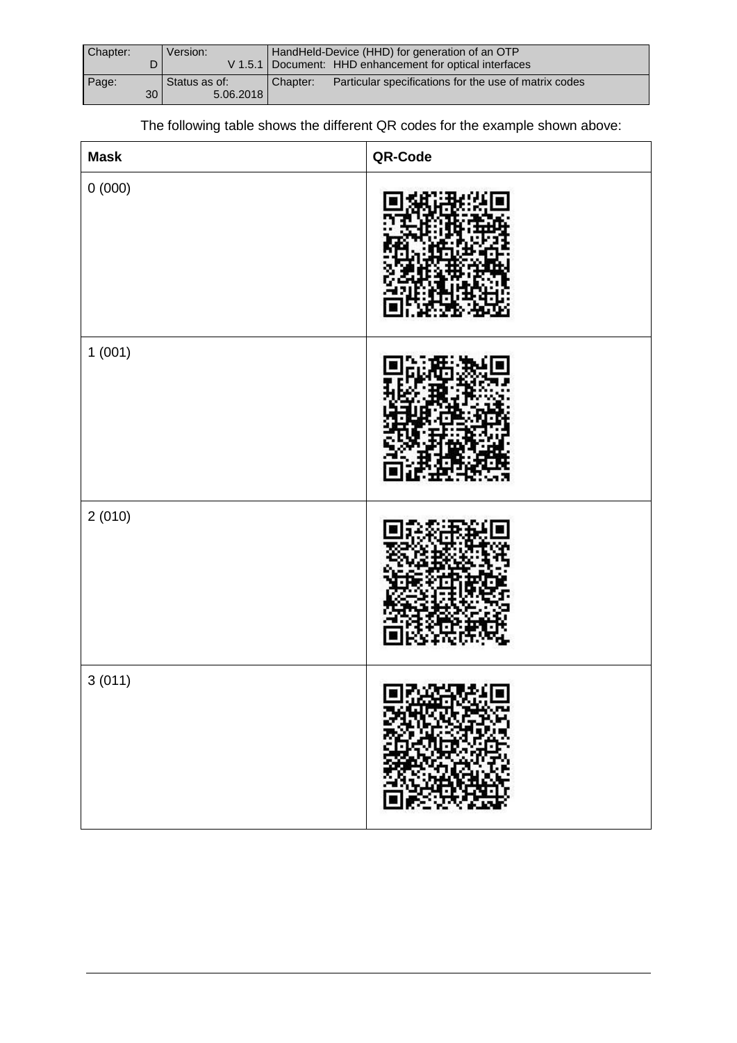The following table shows the different QR codes for the example shown above:

| Mask | QR-Code |
|---|---|
| 0 (000) | |
| 1 (001) | |
| 2 (010) | |
| 3 (011) | |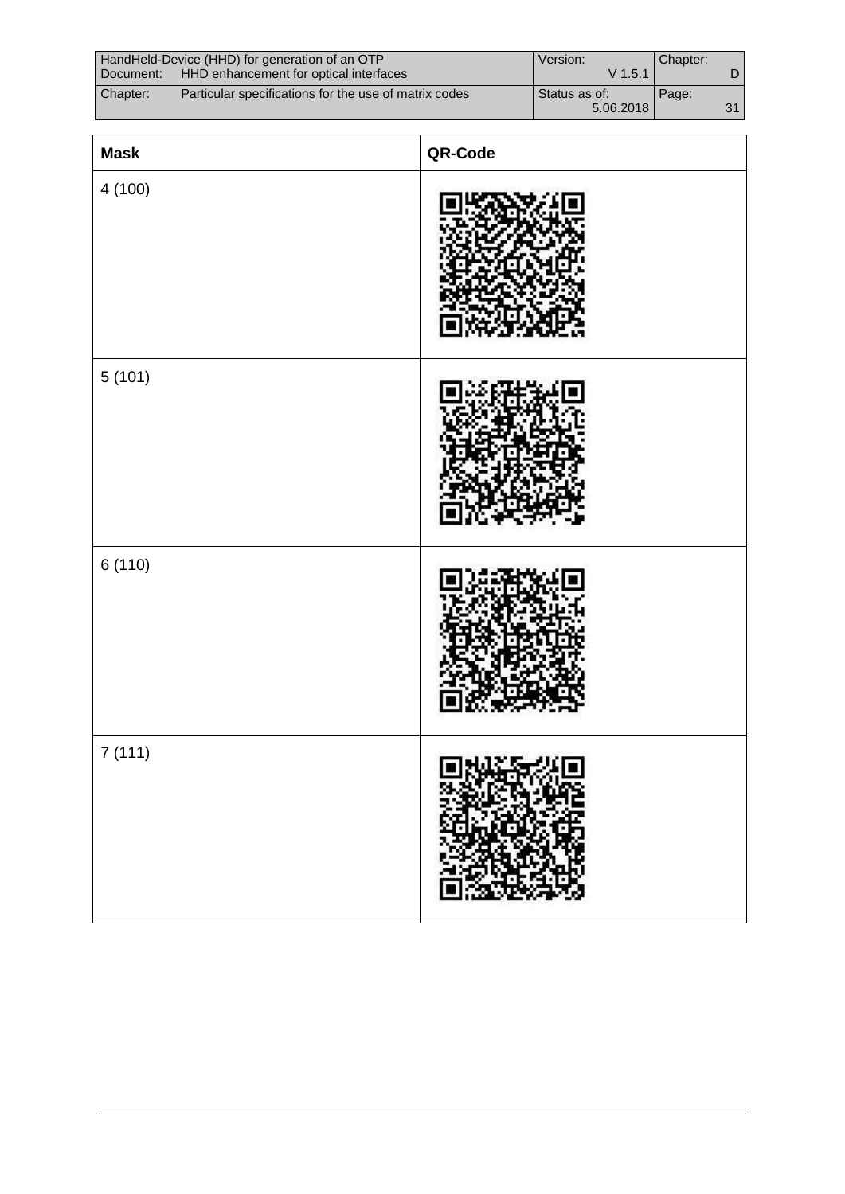| Mask | QR-Code |
|---|---|
| 4 (100) | |
| 5 (101) | |
| 6 (110) | |
| 7 (111) | |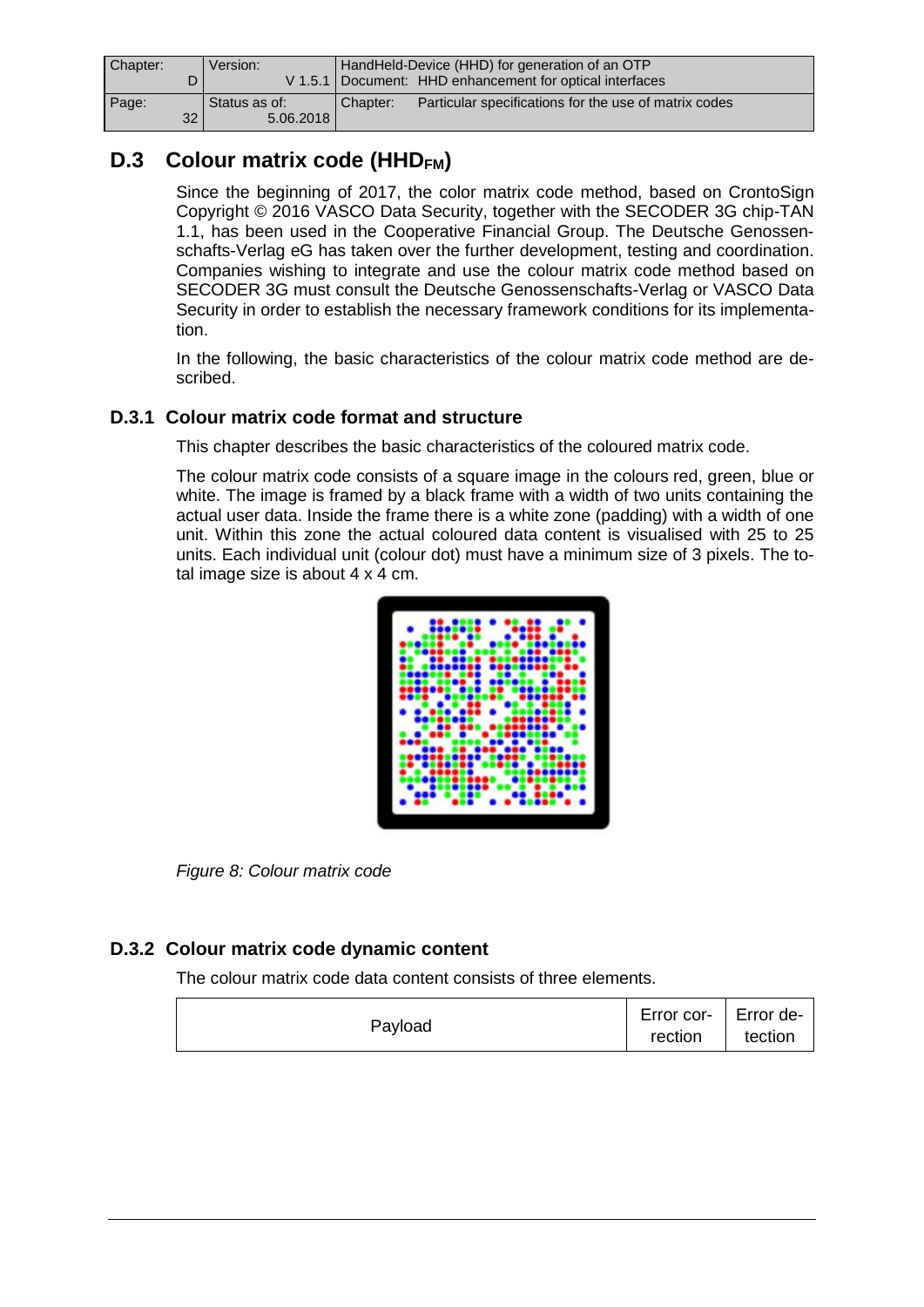## D.3 Colour matrix code ($HHD_{FM}$)

Since the beginning of 2017, the color matrix code method, based on CrontoSign Copyright © 2016 VASCO Data Security, together with the SECODER 3G chip-TAN 1.1, has been used in the Cooperative Financial Group. The Deutsche Genossenschafts-Verlag eG has taken over the further development, testing and coordination. Companies wishing to integrate and use the colour matrix code method based on SECODER 3G must consult the Deutsche Genossenschafts-Verlag or VASCO Data Security in order to establish the necessary framework conditions for its implementation.

In the following, the basic characteristics of the colour matrix code method are described.

### D.3.1 Colour matrix code format and structure

This chapter describes the basic characteristics of the coloured matrix code.

The colour matrix code consists of a square image in the colours red, green, blue or white. The image is framed by a black frame with a width of two units containing the actual user data. Inside the frame there is a white zone (padding) with a width of one unit. Within this zone the actual coloured data content is visualised with 25 to 25 units. Each individual unit (colour dot) must have a minimum size of 3 pixels. The total image size is about 4 x 4 cm.

*Figure 8: Colour matrix code*

### D.3.2 Colour matrix code dynamic content

The colour matrix code data content consists of three elements.

| Payload | Error correction | Error detection |
|---|---|---|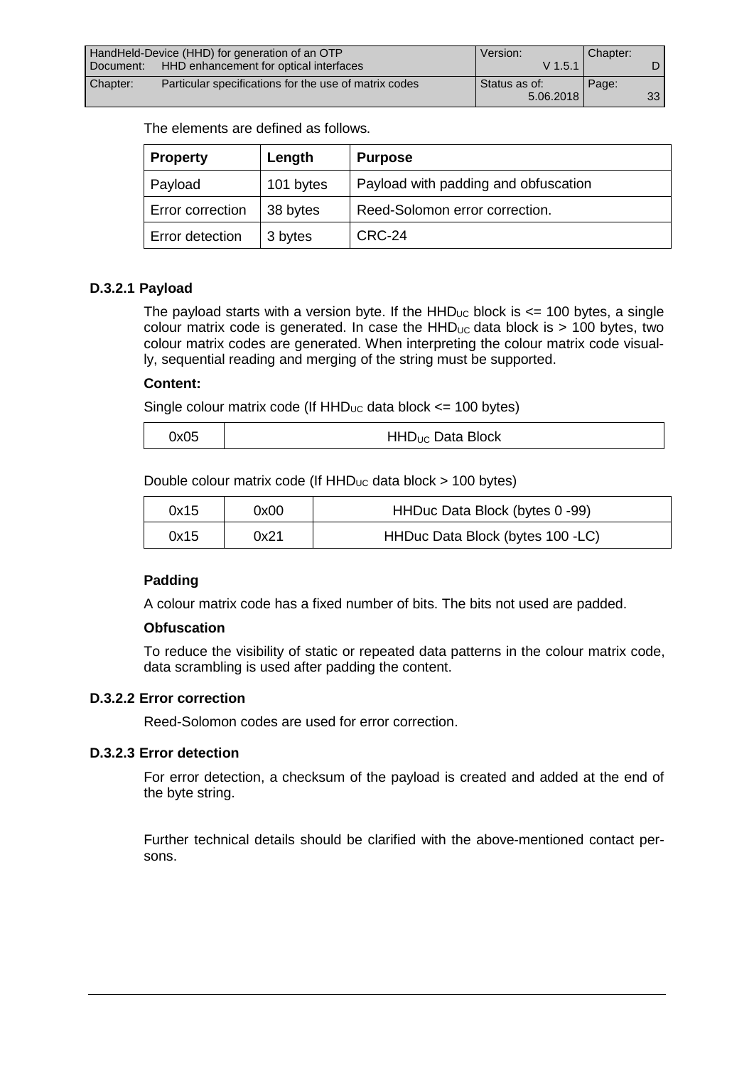The elements are defined as follows.

| Property | Length | Purpose |
|---|---|---|
| Payload | 101 bytes | Payload with padding and obfuscation |
| Error correction | 38 bytes | Reed-Solomon error correction. |
| Error detection | 3 bytes | CRC-24 |

### D.3.2.1 Payload

The payload starts with a version byte. If the $HHD_{UC}$ block is <= 100 bytes, a single colour matrix code is generated. In case the $HHD_{UC}$ data block is > 100 bytes, two colour matrix codes are generated. When interpreting the colour matrix code visually, sequential reading and merging of the string must be supported.

**Content:**

Single colour matrix code (If $HHD_{UC}$ data block <= 100 bytes)

| 0x05 | $HHD_{UC}$ Data Block |
|---|---|

Double colour matrix code (If $HHD_{UC}$ data block > 100 bytes)

| 0x15 | 0x00 | HHDuc Data Block (bytes 0 -99) |
|---|---|---|
| 0x15 | 0x21 | HHDuc Data Block (bytes 100 -LC) |

**Padding**

A colour matrix code has a fixed number of bits. The bits not used are padded.

**Obfuscation**

To reduce the visibility of static or repeated data patterns in the colour matrix code, data scrambling is used after padding the content.

### D.3.2.2 Error correction

Reed-Solomon codes are used for error correction.

### D.3.2.3 Error detection

For error detection, a checksum of the payload is created and added at the end of the byte string.

Further technical details should be clarified with the above-mentioned contact persons.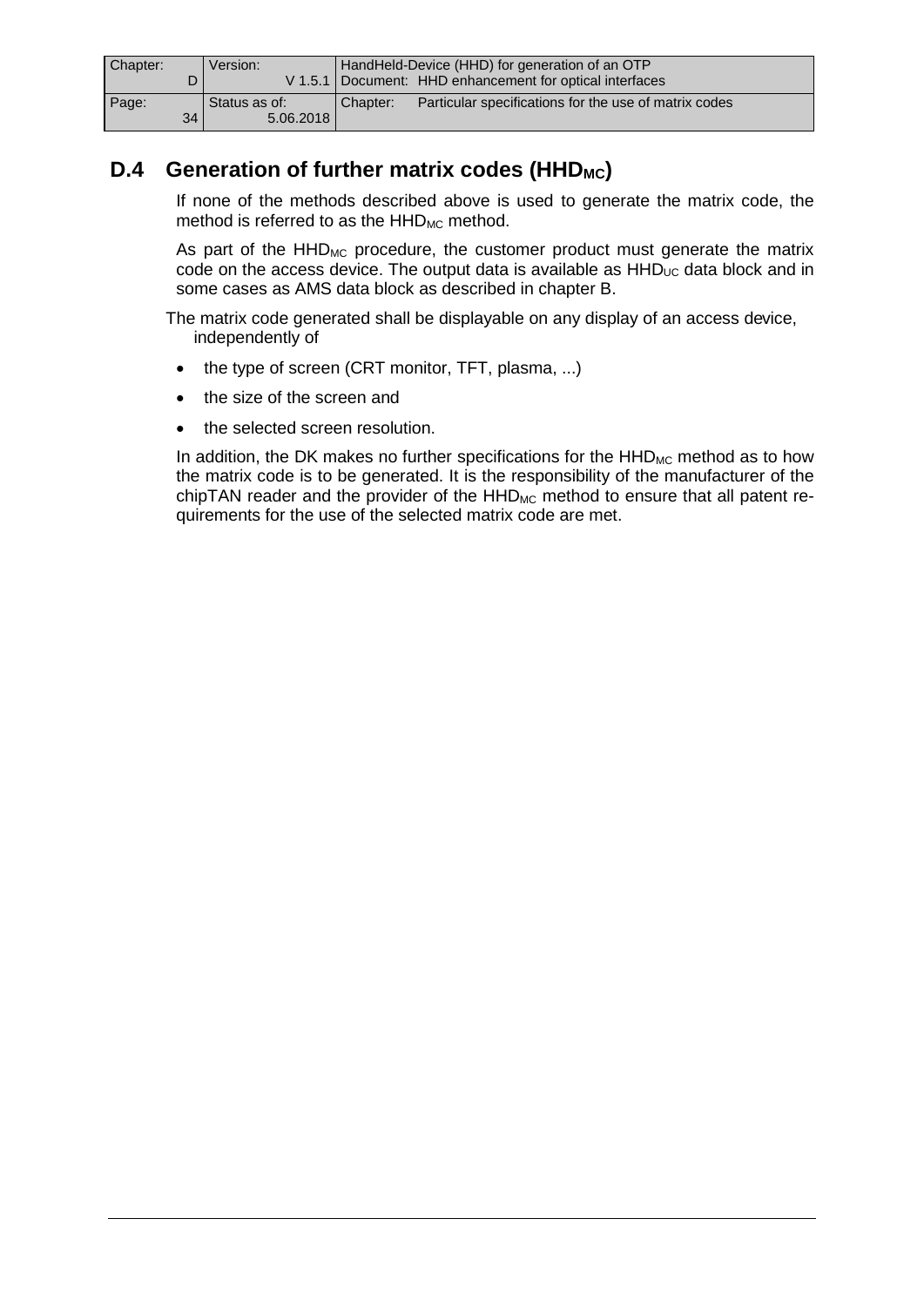## D.4 Generation of further matrix codes ($HHD_{MC}$)

If none of the methods described above is used to generate the matrix code, the method is referred to as the $HHD_{MC}$ method.

As part of the $HHD_{MC}$ procedure, the customer product must generate the matrix code on the access device. The output data is available as $HHD_{UC}$ data block and in some cases as AMS data block as described in chapter B.

The matrix code generated shall be displayable on any display of an access device, independently of

- the type of screen (CRT monitor, TFT, plasma, ...)
- the size of the screen and
- the selected screen resolution.

In addition, the DK makes no further specifications for the $HHD_{MC}$ method as to how the matrix code is to be generated. It is the responsibility of the manufacturer of the chipTAN reader and the provider of the $HHD_{MC}$ method to ensure that all patent requirements for the use of the selected matrix code are met.